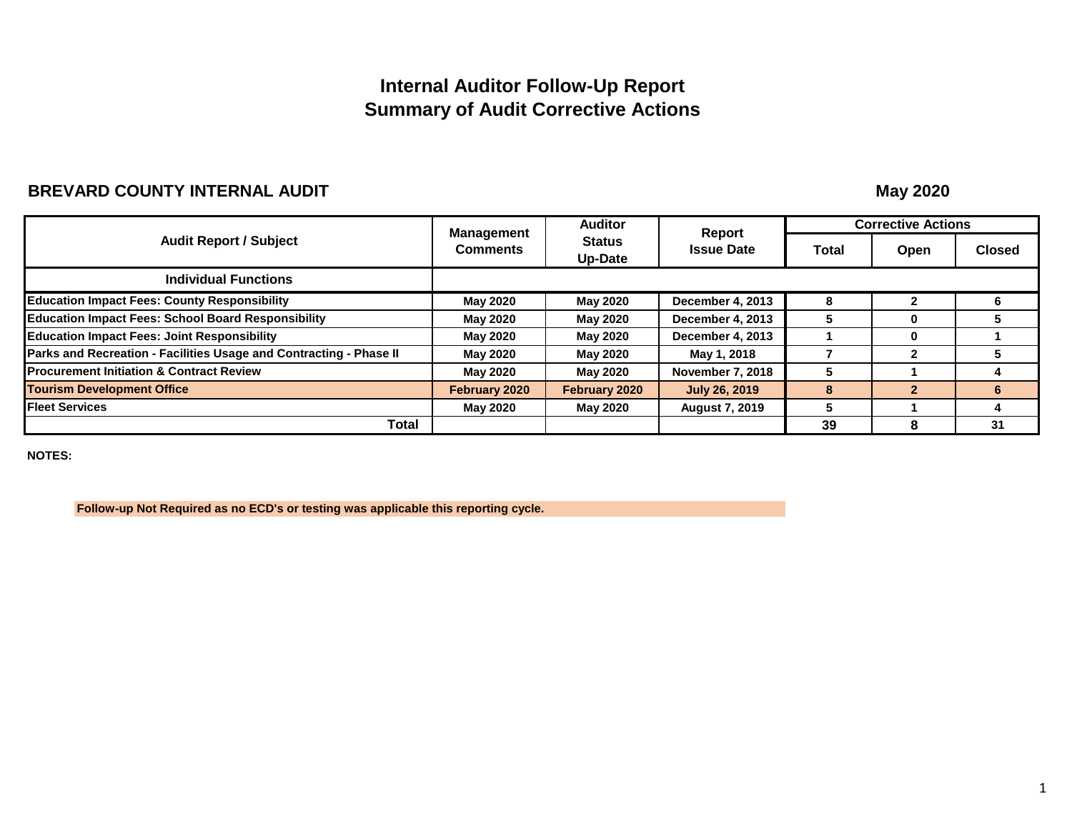# Internal Auditor Follow-Up Report
# Summary of Audit Corrective Actions

## BREVARD COUNTY INTERNAL AUDIT

**May 2020**

| Audit Report / Subject | Management Comments | Auditor Status Up-Date | Report Issue Date | Corrective Actions | | |
|---|---|---|---|---|---|---|
| | | | | Total | Open | Closed |
| **Individual Functions** | | | | | | |
| Education Impact Fees: County Responsibility | May 2020 | May 2020 | December 4, 2013 | 8 | 2 | 6 |
| Education Impact Fees: School Board Responsibility | May 2020 | May 2020 | December 4, 2013 | 5 | 0 | 5 |
| Education Impact Fees: Joint Responsibility | May 2020 | May 2020 | December 4, 2013 | 1 | 0 | 1 |
| Parks and Recreation - Facilities Usage and Contracting - Phase II | May 2020 | May 2020 | May 1, 2018 | 7 | 2 | 5 |
| Procurement Initiation & Contract Review | May 2020 | May 2020 | November 7, 2018 | 5 | 1 | 4 |
| Tourism Development Office | February 2020 | February 2020 | July 26, 2019 | 8 | 2 | 6 |
| Fleet Services | May 2020 | May 2020 | August 7, 2019 | 5 | 1 | 4 |
| **Total** | | | | 39 | 8 | 31 |

**NOTES:**

**Follow-up Not Required as no ECD's or testing was applicable this reporting cycle.**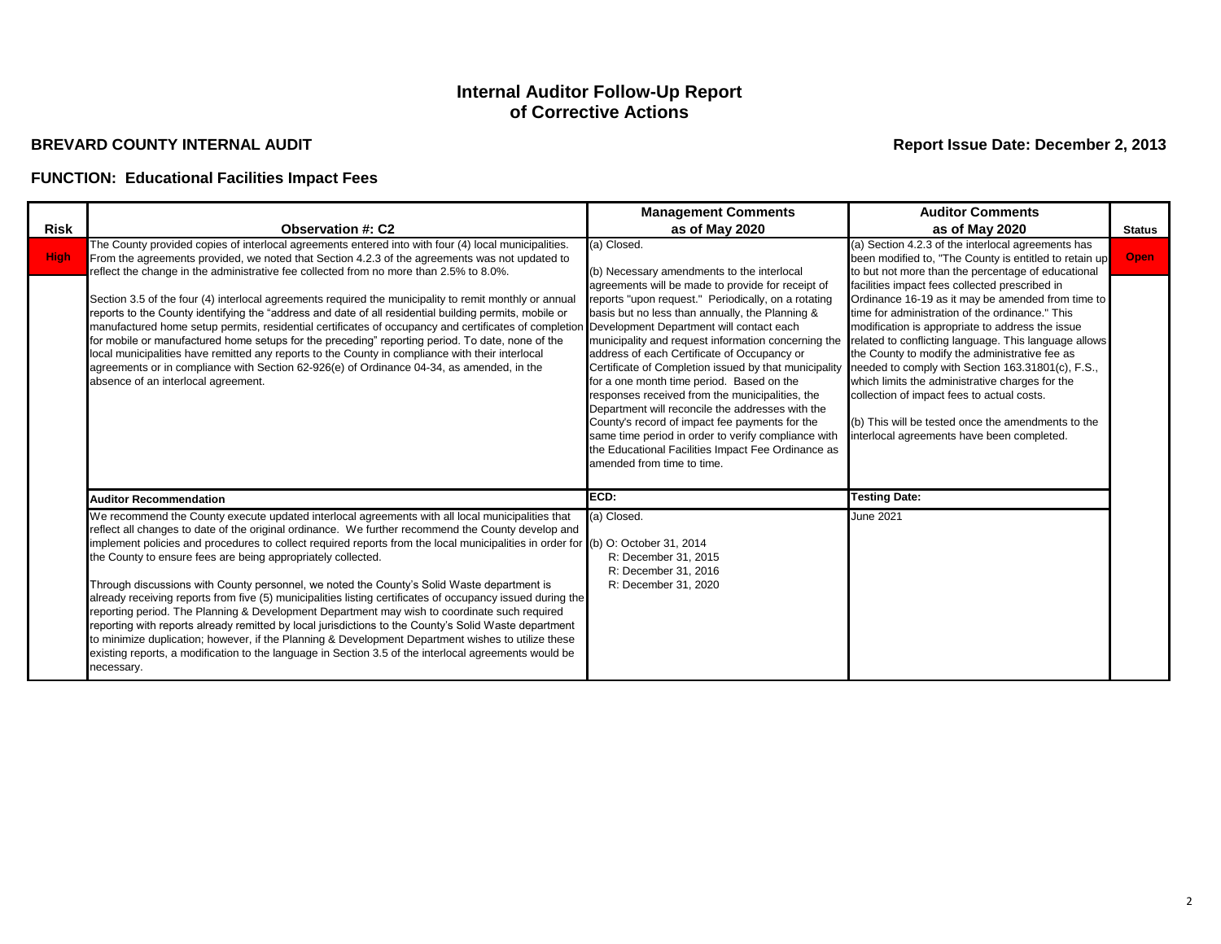# Internal Auditor Follow-Up Report of Corrective Actions

**BREVARD COUNTY INTERNAL AUDIT**

**Report Issue Date: December 2, 2013**

**FUNCTION: Educational Facilities Impact Fees**

| Risk | Observation #: C2 | Management Comments as of May 2020 | Auditor Comments as of May 2020 | Status |
|---|---|---|---|---|
| **High** | The County provided copies of interlocal agreements entered into with four (4) local municipalities. From the agreements provided, we noted that Section 4.2.3 of the agreements was not updated to reflect the change in the administrative fee collected from no more than 2.5% to 8.0%.<br><br>Section 3.5 of the four (4) interlocal agreements required the municipality to remit monthly or annual reports to the County identifying the "address and date of all residential building permits, mobile or manufactured home setup permits, residential certificates of occupancy and certificates of completion for mobile or manufactured home setups for the preceding" reporting period. To date, none of the local municipalities have remitted any reports to the County in compliance with their interlocal agreements or in compliance with Section 62-926(e) of Ordinance 04-34, as amended, in the absence of an interlocal agreement. | (a) Closed.<br><br>(b) Necessary amendments to the interlocal agreements will be made to provide for receipt of reports "upon request." Periodically, on a rotating basis but no less than annually, the Planning & Development Department will contact each municipality and request information concerning the address of each Certificate of Occupancy or Certificate of Completion issued by that municipality for a one month time period. Based on the responses received from the municipalities, the Department will reconcile the addresses with the County's record of impact fee payments for the same time period in order to verify compliance with the Educational Facilities Impact Fee Ordinance as amended from time to time. | (a) Section 4.2.3 of the interlocal agreements has been modified to, "The County is entitled to retain up to but not more than the percentage of educational facilities impact fees collected prescribed in Ordinance 16-19 as it may be amended from time to time for administration of the ordinance." This modification is appropriate to address the issue related to conflicting language. This language allows the County to modify the administrative fee as needed to comply with Section 163.31801(c), F.S., which limits the administrative charges for the collection of impact fees to actual costs.<br><br>(b) This will be tested once the amendments to the interlocal agreements have been completed. | **Open** |
| | **Auditor Recommendation** | **ECD:** | **Testing Date:** | |
| | We recommend the County execute updated interlocal agreements with all local municipalities that reflect all changes to date of the original ordinance. We further recommend the County develop and implement policies and procedures to collect required reports from the local municipalities in order for the County to ensure fees are being appropriately collected.<br><br>Through discussions with County personnel, we noted the County's Solid Waste department is already receiving reports from five (5) municipalities listing certificates of occupancy issued during the reporting period. The Planning & Development Department may wish to coordinate such required reporting with reports already remitted by local jurisdictions to the County's Solid Waste department to minimize duplication; however, if the Planning & Development Department wishes to utilize these existing reports, a modification to the language in Section 3.5 of the interlocal agreements would be necessary. | (a) Closed.<br>(b) O: October 31, 2014<br>R: December 31, 2015<br>R: December 31, 2016<br>R: December 31, 2020 | June 2021 | |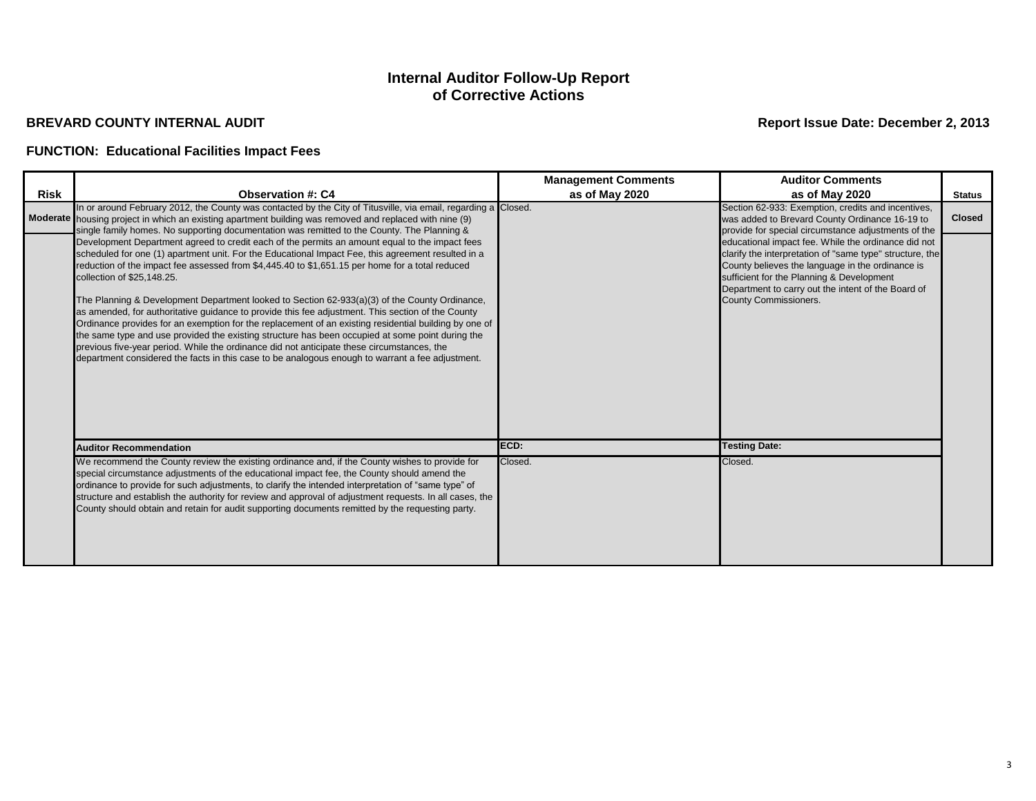# Internal Auditor Follow-Up Report of Corrective Actions

**BREVARD COUNTY INTERNAL AUDIT**

**Report Issue Date: December 2, 2013**

**FUNCTION: Educational Facilities Impact Fees**

| Risk | Observation #: C4 | Management Comments as of May 2020 | Auditor Comments as of May 2020 | Status |
|---|---|---|---|---|
| Moderate | In or around February 2012, the County was contacted by the City of Titusville, via email, regarding a housing project in which an existing apartment building was removed and replaced with nine (9) single family homes. No supporting documentation was remitted to the County. The Planning & Development Department agreed to credit each of the permits an amount equal to the impact fees scheduled for one (1) apartment unit. For the Educational Impact Fee, this agreement resulted in a reduction of the impact fee assessed from $4,445.40 to $1,651.15 per home for a total reduced collection of $25,148.25.<br><br>The Planning & Development Department looked to Section 62-933(a)(3) of the County Ordinance, as amended, for authoritative guidance to provide this fee adjustment. This section of the County Ordinance provides for an exemption for the replacement of an existing residential building by one of the same type and use provided the existing structure has been occupied at some point during the previous five-year period. While the ordinance did not anticipate these circumstances, the department considered the facts in this case to be analogous enough to warrant a fee adjustment. | Closed. | Section 62-933: Exemption, credits and incentives, was added to Brevard County Ordinance 16-19 to provide for special circumstance adjustments of the educational impact fee. While the ordinance did not clarify the interpretation of "same type" structure, the County believes the language in the ordinance is sufficient for the Planning & Development Department to carry out the intent of the Board of County Commissioners. | Closed |
| | **Auditor Recommendation** | **ECD:** | **Testing Date:** | |
| | We recommend the County review the existing ordinance and, if the County wishes to provide for special circumstance adjustments of the educational impact fee, the County should amend the ordinance to provide for such adjustments, to clarify the intended interpretation of "same type" of structure and establish the authority for review and approval of adjustment requests. In all cases, the County should obtain and retain for audit supporting documents remitted by the requesting party. | Closed. | Closed. | |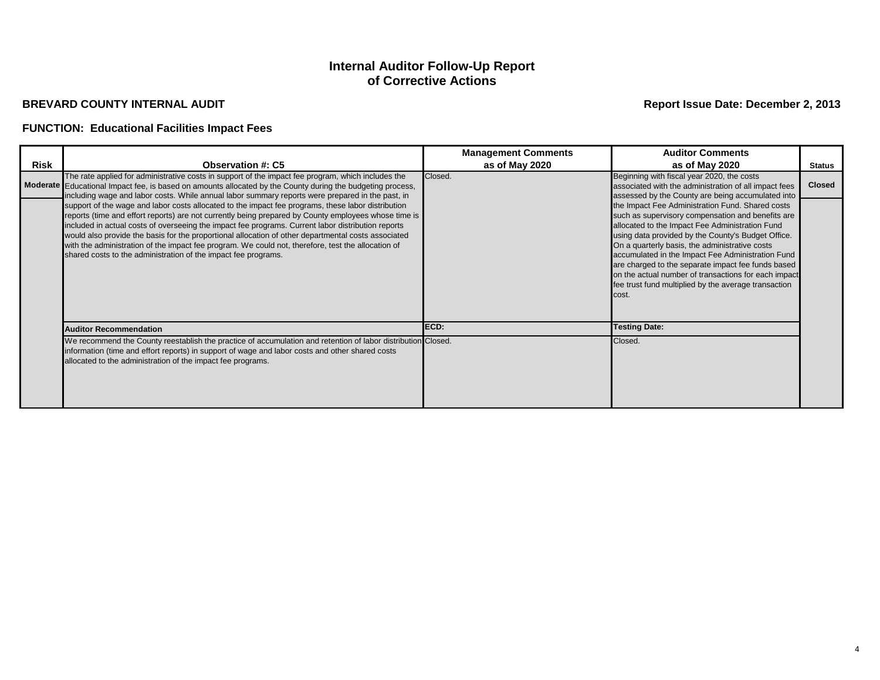# Internal Auditor Follow-Up Report of Corrective Actions

**BREVARD COUNTY INTERNAL AUDIT** 

**Report Issue Date: December 2, 2013**

**FUNCTION: Educational Facilities Impact Fees**

| Risk | Observation #: C5 | Management Comments as of May 2020 | Auditor Comments as of May 2020 | Status |
|---|---|---|---|---|
| Moderate | The rate applied for administrative costs in support of the impact fee program, which includes the Educational Impact fee, is based on amounts allocated by the County during the budgeting process, including wage and labor costs. While annual labor summary reports were prepared in the past, in support of the wage and labor costs allocated to the impact fee programs, these labor distribution reports (time and effort reports) are not currently being prepared by County employees whose time is included in actual costs of overseeing the impact fee programs. Current labor distribution reports would also provide the basis for the proportional allocation of other departmental costs associated with the administration of the impact fee program. We could not, therefore, test the allocation of shared costs to the administration of the impact fee programs. | Closed. | Beginning with fiscal year 2020, the costs associated with the administration of all impact fees assessed by the County are being accumulated into the Impact Fee Administration Fund. Shared costs such as supervisory compensation and benefits are allocated to the Impact Fee Administration Fund using data provided by the County's Budget Office. On a quarterly basis, the administrative costs accumulated in the Impact Fee Administration Fund are charged to the separate impact fee funds based on the actual number of transactions for each impact fee trust fund multiplied by the average transaction cost. | Closed |
| | **Auditor Recommendation** | **ECD:** | **Testing Date:** | |
| | We recommend the County reestablish the practice of accumulation and retention of labor distribution information (time and effort reports) in support of wage and labor costs and other shared costs allocated to the administration of the impact fee programs. | Closed. | Closed. | |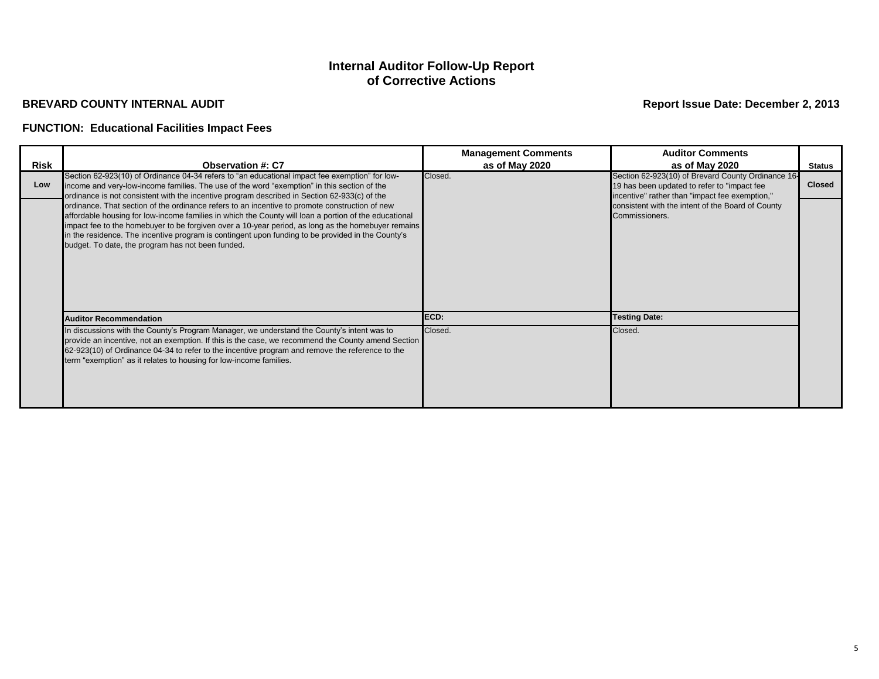# Internal Auditor Follow-Up Report of Corrective Actions

**BREVARD COUNTY INTERNAL AUDIT**

**Report Issue Date: December 2, 2013**

**FUNCTION: Educational Facilities Impact Fees**

| Risk | Observation #: C7 | Management Comments as of May 2020 | Auditor Comments as of May 2020 | Status |
|---|---|---|---|---|
| Low | Section 62-923(10) of Ordinance 04-34 refers to "an educational impact fee exemption" for low-income and very-low-income families. The use of the word "exemption" in this section of the ordinance is not consistent with the incentive program described in Section 62-933(c) of the ordinance. That section of the ordinance refers to an incentive to promote construction of new affordable housing for low-income families in which the County will loan a portion of the educational impact fee to the homebuyer to be forgiven over a 10-year period, as long as the homebuyer remains in the residence. The incentive program is contingent upon funding to be provided in the County's budget. To date, the program has not been funded. | Closed. | Section 62-923(10) of Brevard County Ordinance 16-19 has been updated to refer to "impact fee incentive" rather than "impact fee exemption," consistent with the intent of the Board of County Commissioners. | Closed |
| | **Auditor Recommendation** | **ECD:** | **Testing Date:** | |
| | In discussions with the County's Program Manager, we understand the County's intent was to provide an incentive, not an exemption. If this is the case, we recommend the County amend Section 62-923(10) of Ordinance 04-34 to refer to the incentive program and remove the reference to the term "exemption" as it relates to housing for low-income families. | Closed. | Closed. | |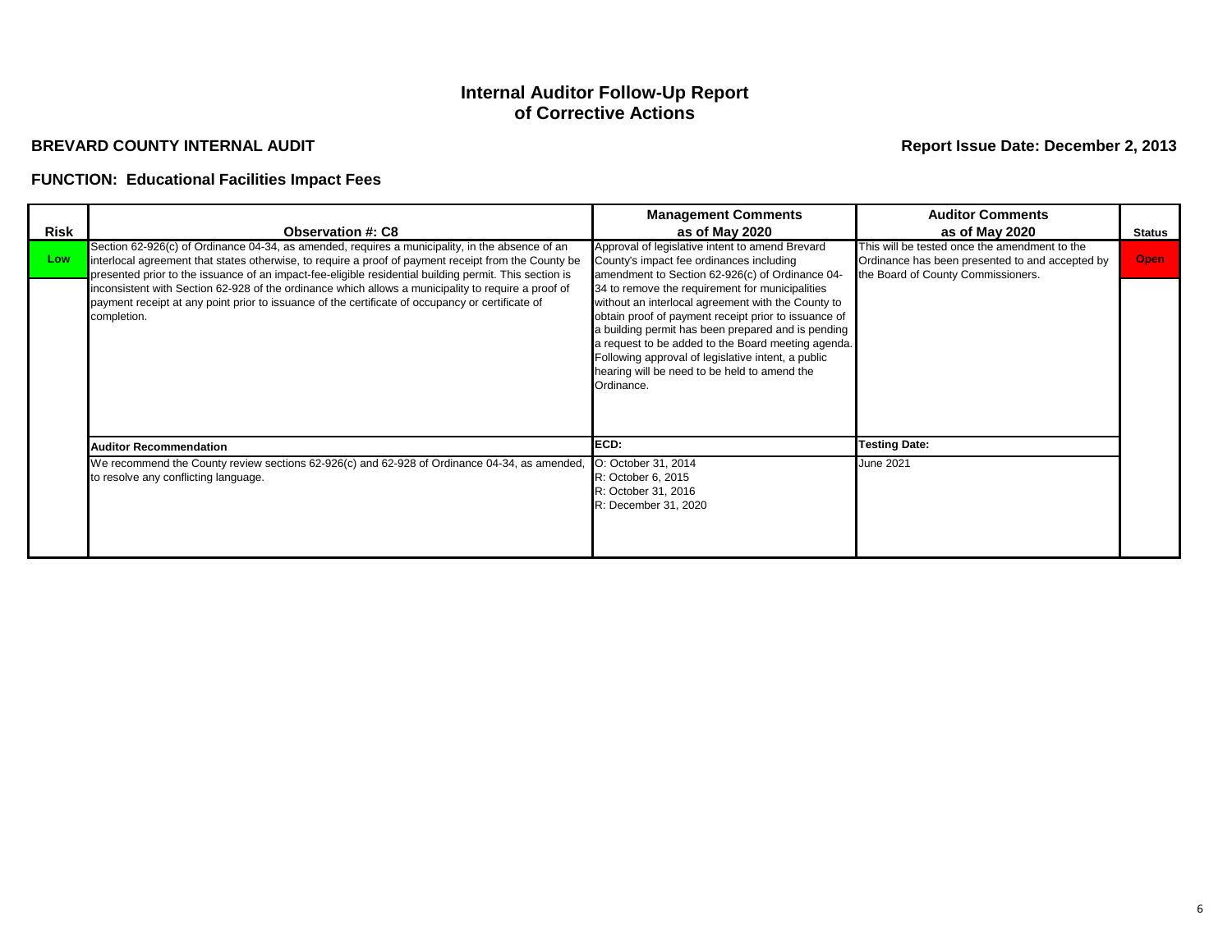# Internal Auditor Follow-Up Report of Corrective Actions

**BREVARD COUNTY INTERNAL AUDIT**

**Report Issue Date: December 2, 2013**

**FUNCTION: Educational Facilities Impact Fees**

| Risk | Observation #: C8 | Management Comments as of May 2020 | Auditor Comments as of May 2020 | Status |
|---|---|---|---|---|
| Low | Section 62-926(c) of Ordinance 04-34, as amended, requires a municipality, in the absence of an interlocal agreement that states otherwise, to require a proof of payment receipt from the County be presented prior to the issuance of an impact-fee-eligible residential building permit. This section is inconsistent with Section 62-928 of the ordinance which allows a municipality to require a proof of payment receipt at any point prior to issuance of the certificate of occupancy or certificate of completion. | Approval of legislative intent to amend Brevard County's impact fee ordinances including amendment to Section 62-926(c) of Ordinance 04-34 to remove the requirement for municipalities without an interlocal agreement with the County to obtain proof of payment receipt prior to issuance of a building permit has been prepared and is pending a request to be added to the Board meeting agenda. Following approval of legislative intent, a public hearing will be need to be held to amend the Ordinance. | This will be tested once the amendment to the Ordinance has been presented to and accepted by the Board of County Commissioners. | Open |
| | **Auditor Recommendation** | **ECD:** | **Testing Date:** | |
| | We recommend the County review sections 62-926(c) and 62-928 of Ordinance 04-34, as amended, to resolve any conflicting language. | O: October 31, 2014<br>R: October 6, 2015<br>R: October 31, 2016<br>R: December 31, 2020 | June 2021 | |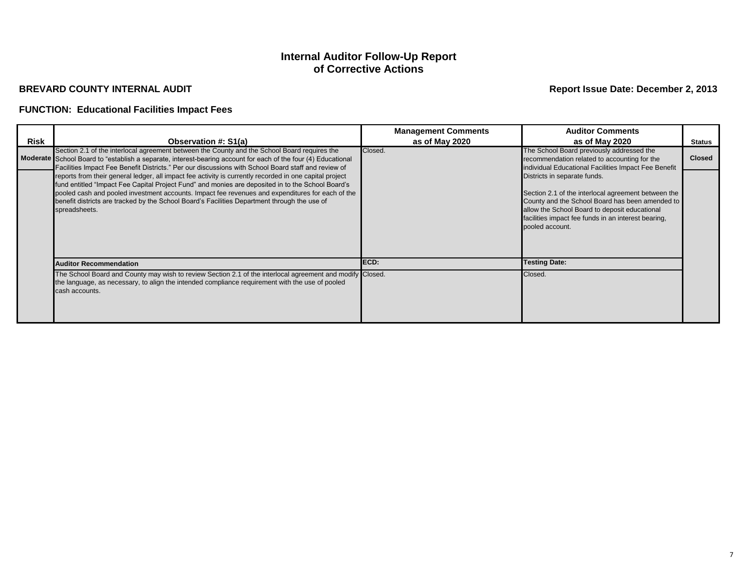## Internal Auditor Follow-Up Report of Corrective Actions

**BREVARD COUNTY INTERNAL AUDIT**

**Report Issue Date: December 2, 2013**

**FUNCTION: Educational Facilities Impact Fees**

| Risk | Observation #: S1(a) | Management Comments as of May 2020 | Auditor Comments as of May 2020 | Status |
|---|---|---|---|---|
| Moderate | Section 2.1 of the interlocal agreement between the County and the School Board requires the School Board to "establish a separate, interest-bearing account for each of the four (4) Educational Facilities Impact Fee Benefit Districts." Per our discussions with School Board staff and review of reports from their general ledger, all impact fee activity is currently recorded in one capital project fund entitled "Impact Fee Capital Project Fund" and monies are deposited in to the School Board's pooled cash and pooled investment accounts. Impact fee revenues and expenditures for each of the benefit districts are tracked by the School Board's Facilities Department through the use of spreadsheets. | Closed. | The School Board previously addressed the recommendation related to accounting for the individual Educational Facilities Impact Fee Benefit Districts in separate funds.<br><br>Section 2.1 of the interlocal agreement between the County and the School Board has been amended to allow the School Board to deposit educational facilities impact fee funds in an interest bearing, pooled account. | Closed |
| | **Auditor Recommendation** | **ECD:** | **Testing Date:** | |
| | The School Board and County may wish to review Section 2.1 of the interlocal agreement and modify the language, as necessary, to align the intended compliance requirement with the use of pooled cash accounts. | Closed. | Closed. | |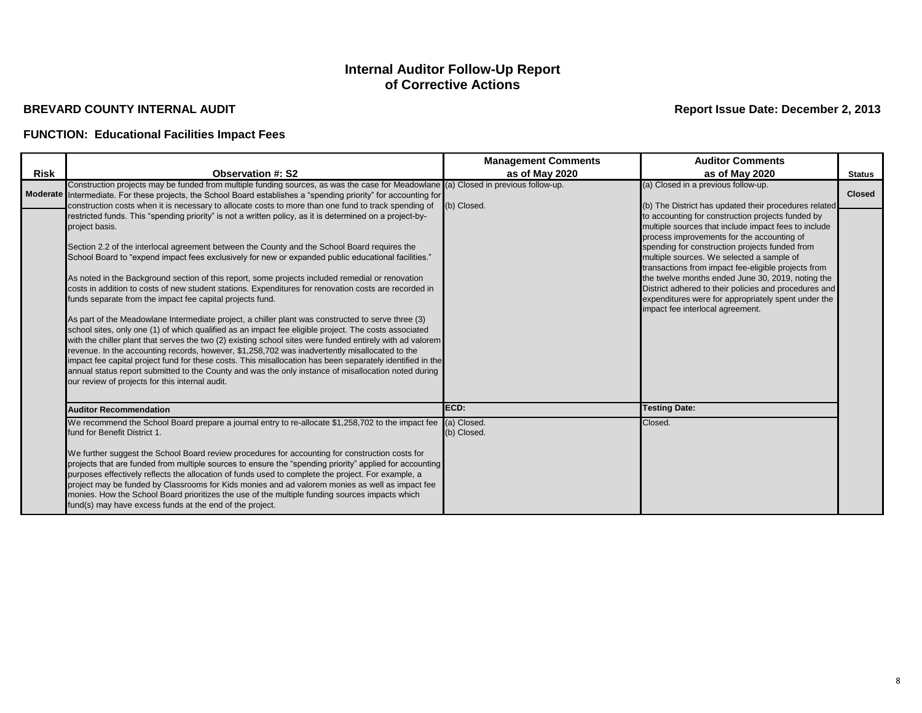# Internal Auditor Follow-Up Report of Corrective Actions

**BREVARD COUNTY INTERNAL AUDIT**

**Report Issue Date: December 2, 2013**

**FUNCTION: Educational Facilities Impact Fees**

| Risk | Observation #: S2 | Management Comments as of May 2020 | Auditor Comments as of May 2020 | Status |
|---|---|---|---|---|
| Moderate | Construction projects may be funded from multiple funding sources, as was the case for Meadowlane Intermediate. For these projects, the School Board establishes a "spending priority" for accounting for construction costs when it is necessary to allocate costs to more than one fund to track spending of restricted funds. This "spending priority" is not a written policy, as it is determined on a project-by-project basis.<br><br>Section 2.2 of the interlocal agreement between the County and the School Board requires the School Board to "expend impact fees exclusively for new or expanded public educational facilities."<br><br>As noted in the Background section of this report, some projects included remedial or renovation costs in addition to costs of new student stations. Expenditures for renovation costs are recorded in funds separate from the impact fee capital projects fund.<br><br>As part of the Meadowlane Intermediate project, a chiller plant was constructed to serve three (3) school sites, only one (1) of which qualified as an impact fee eligible project. The costs associated with the chiller plant that serves the two (2) existing school sites were funded entirely with ad valorem revenue. In the accounting records, however, $1,258,702 was inadvertently misallocated to the impact fee capital project fund for these costs. This misallocation has been separately identified in the annual status report submitted to the County and was the only instance of misallocation noted during our review of projects for this internal audit. | (a) Closed in previous follow-up.<br><br>(b) Closed. | (a) Closed in a previous follow-up.<br><br>(b) The District has updated their procedures related to accounting for construction projects funded by multiple sources that include impact fees to include process improvements for the accounting of spending for construction projects funded from multiple sources. We selected a sample of transactions from impact fee-eligible projects from the twelve months ended June 30, 2019, noting the District adhered to their policies and procedures and expenditures were for appropriately spent under the impact fee interlocal agreement. | Closed |
| | **Auditor Recommendation** | **ECD:** | **Testing Date:** | |
| | We recommend the School Board prepare a journal entry to re-allocate $1,258,702 to the impact fee fund for Benefit District 1.<br><br>We further suggest the School Board review procedures for accounting for construction costs for projects that are funded from multiple sources to ensure the "spending priority" applied for accounting purposes effectively reflects the allocation of funds used to complete the project. For example, a project may be funded by Classrooms for Kids monies and ad valorem monies as well as impact fee monies. How the School Board prioritizes the use of the multiple funding sources impacts which fund(s) may have excess funds at the end of the project. | (a) Closed.<br>(b) Closed. | Closed. | |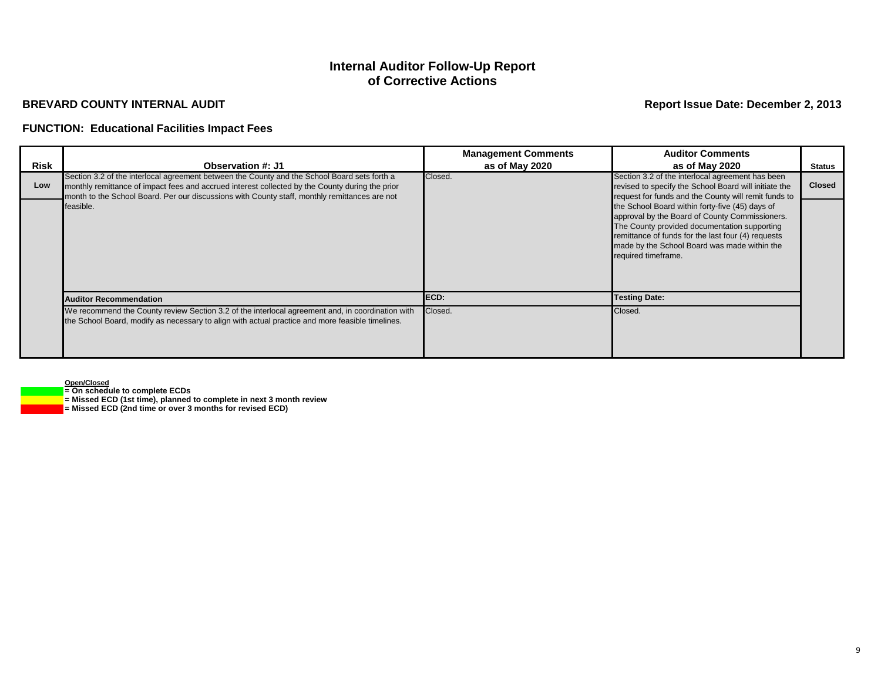# Internal Auditor Follow-Up Report of Corrective Actions

**BREVARD COUNTY INTERNAL AUDIT**

**Report Issue Date: December 2, 2013**

**FUNCTION: Educational Facilities Impact Fees**

| Risk | Observation #: J1 | Management Comments as of May 2020 | Auditor Comments as of May 2020 | Status |
|---|---|---|---|---|
| Low | Section 3.2 of the interlocal agreement between the County and the School Board sets forth a monthly remittance of impact fees and accrued interest collected by the County during the prior month to the School Board. Per our discussions with County staff, monthly remittances are not feasible. | Closed. | Section 3.2 of the interlocal agreement has been revised to specify the School Board will initiate the request for funds and the County will remit funds to the School Board within forty-five (45) days of approval by the Board of County Commissioners. The County provided documentation supporting remittance of funds for the last four (4) requests made by the School Board was made within the required timeframe. | Closed |
| | **Auditor Recommendation** | **ECD:** | **Testing Date:** | |
| | We recommend the County review Section 3.2 of the interlocal agreement and, in coordination with the School Board, modify as necessary to align with actual practice and more feasible timelines. | Closed. | Closed. | |

**Open/Closed**

**= On schedule to complete ECDs**

**= Missed ECD (1st time), planned to complete in next 3 month review**

**= Missed ECD (2nd time or over 3 months for revised ECD)**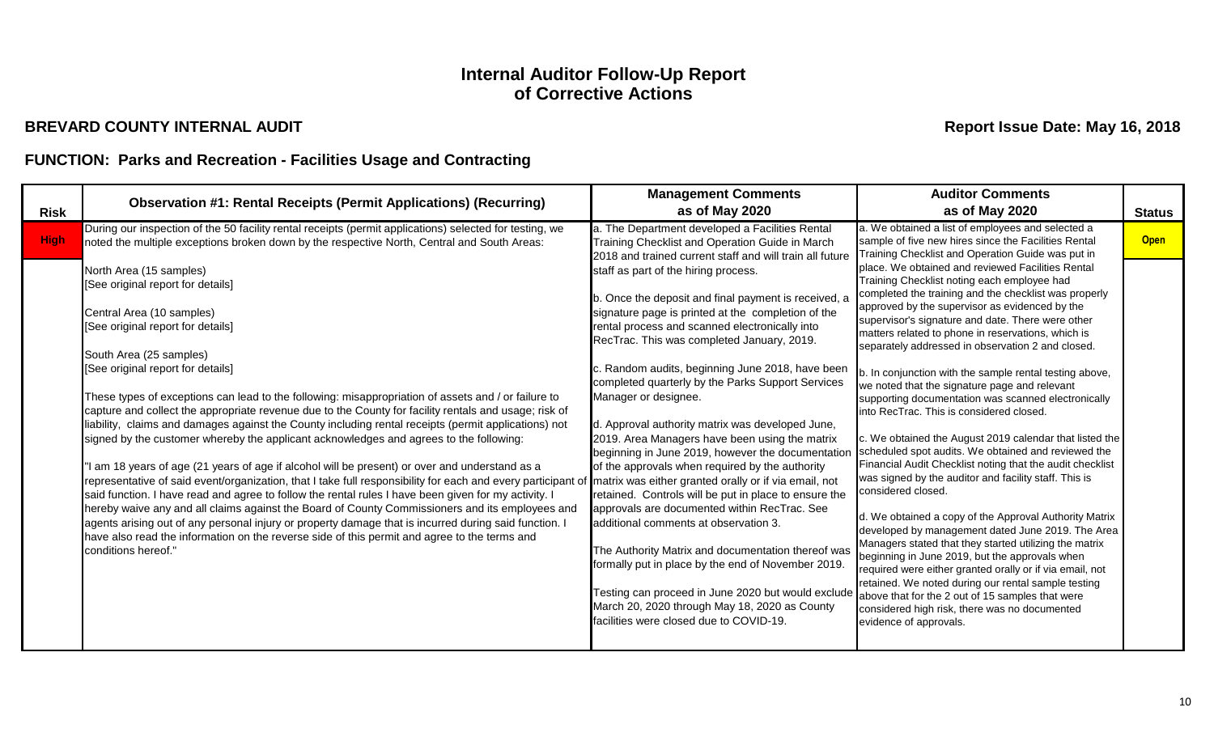# Internal Auditor Follow-Up Report of Corrective Actions

**BREVARD COUNTY INTERNAL AUDIT**

**Report Issue Date: May 16, 2018**

## FUNCTION: Parks and Recreation - Facilities Usage and Contracting

| Risk | Observation #1: Rental Receipts (Permit Applications) (Recurring) | Management Comments as of May 2020 | Auditor Comments as of May 2020 | Status |
|---|---|---|---|---|
| High | During our inspection of the 50 facility rental receipts (permit applications) selected for testing, we noted the multiple exceptions broken down by the respective North, Central and South Areas:<br><br>North Area (15 samples)<br>[See original report for details]<br><br>Central Area (10 samples)<br>[See original report for details]<br><br>South Area (25 samples)<br>[See original report for details]<br><br>These types of exceptions can lead to the following: misappropriation of assets and / or failure to capture and collect the appropriate revenue due to the County for facility rentals and usage; risk of liability, claims and damages against the County including rental receipts (permit applications) not signed by the customer whereby the applicant acknowledges and agrees to the following:<br><br>"I am 18 years of age (21 years of age if alcohol will be present) or over and understand as a representative of said event/organization, that I take full responsibility for each and every participant of said function. I have read and agree to follow the rental rules I have been given for my activity. I hereby waive any and all claims against the Board of County Commissioners and its employees and agents arising out of any personal injury or property damage that is incurred during said function. I have also read the information on the reverse side of this permit and agree to the terms and conditions hereof." | a. The Department developed a Facilities Rental Training Checklist and Operation Guide in March 2018 and trained current staff and will train all future staff as part of the hiring process.<br><br>b. Once the deposit and final payment is received, a signature page is printed at the completion of the rental process and scanned electronically into RecTrac. This was completed January, 2019.<br><br>c. Random audits, beginning June 2018, have been completed quarterly by the Parks Support Services Manager or designee.<br><br>d. Approval authority matrix was developed June, 2019. Area Managers have been using the matrix beginning in June 2019, however the documentation of the approvals when required by the authority matrix was either granted orally or if via email, not retained. Controls will be put in place to ensure the approvals are documented within RecTrac. See additional comments at observation 3.<br><br>The Authority Matrix and documentation thereof was formally put in place by the end of November 2019.<br><br>Testing can proceed in June 2020 but would exclude March 20, 2020 through May 18, 2020 as County facilities were closed due to COVID-19. | a. We obtained a list of employees and selected a sample of five new hires since the Facilities Rental Training Checklist and Operation Guide was put in place. We obtained and reviewed Facilities Rental Training Checklist noting each employee had completed the training and the checklist was properly approved by the supervisor as evidenced by the supervisor's signature and date. There were other matters related to phone in reservations, which is separately addressed in observation 2 and closed.<br><br>b. In conjunction with the sample rental testing above, we noted that the signature page and relevant supporting documentation was scanned electronically into RecTrac. This is considered closed.<br><br>c. We obtained the August 2019 calendar that listed the scheduled spot audits. We obtained and reviewed the Financial Audit Checklist noting that the audit checklist was signed by the auditor and facility staff. This is considered closed.<br><br>d. We obtained a copy of the Approval Authority Matrix developed by management dated June 2019. The Area Managers stated that they started utilizing the matrix beginning in June 2019, but the approvals when required were either granted orally or if via email, not retained. We noted during our rental sample testing above that for the 2 out of 15 samples that were considered high risk, there was no documented evidence of approvals. | Open |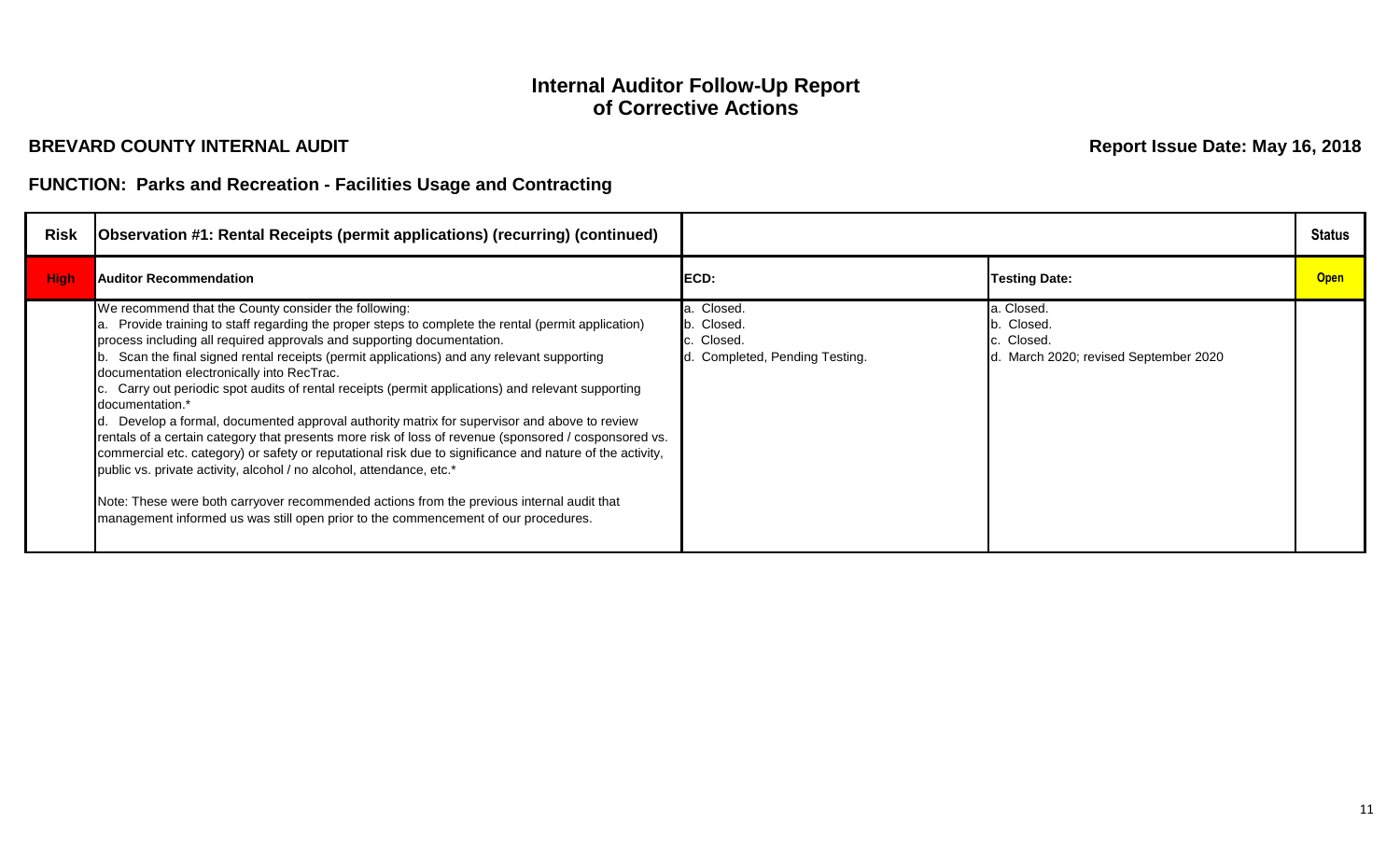# Internal Auditor Follow-Up Report of Corrective Actions

**BREVARD COUNTY INTERNAL AUDIT**

**Report Issue Date: May 16, 2018**

## FUNCTION: Parks and Recreation - Facilities Usage and Contracting

| Risk | Observation #1: Rental Receipts (permit applications) (recurring) (continued) | | | Status |
|---|---|---|---|---|
| High | **Auditor Recommendation** | **ECD:** | **Testing Date:** | Open |
| | We recommend that the County consider the following:<br>a. Provide training to staff regarding the proper steps to complete the rental (permit application) process including all required approvals and supporting documentation.<br>b. Scan the final signed rental receipts (permit applications) and any relevant supporting documentation electronically into RecTrac.<br>c. Carry out periodic spot audits of rental receipts (permit applications) and relevant supporting documentation.*<br>d. Develop a formal, documented approval authority matrix for supervisor and above to review rentals of a certain category that presents more risk of loss of revenue (sponsored / cosponsored vs. commercial etc. category) or safety or reputational risk due to significance and nature of the activity, public vs. private activity, alcohol / no alcohol, attendance, etc.*<br><br>Note: These were both carryover recommended actions from the previous internal audit that management informed us was still open prior to the commencement of our procedures. | a. Closed.<br>b. Closed.<br>c. Closed.<br>d. Completed, Pending Testing. | a. Closed.<br>b. Closed.<br>c. Closed.<br>d. March 2020; revised September 2020 | |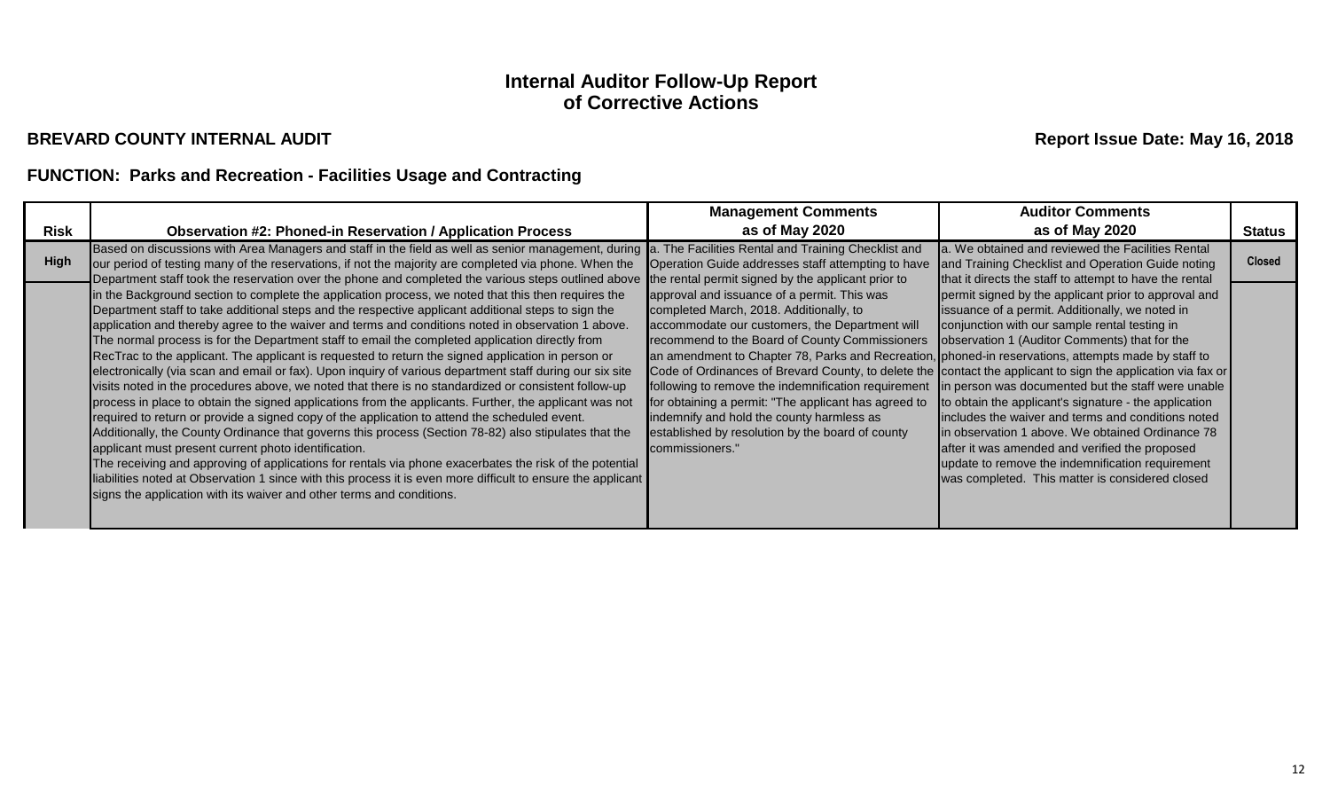# Internal Auditor Follow-Up Report of Corrective Actions

**BREVARD COUNTY INTERNAL AUDIT**

**Report Issue Date: May 16, 2018**

## FUNCTION: Parks and Recreation - Facilities Usage and Contracting

| Risk | Observation #2: Phoned-in Reservation / Application Process | Management Comments as of May 2020 | Auditor Comments as of May 2020 | Status |
|---|---|---|---|---|
| High | Based on discussions with Area Managers and staff in the field as well as senior management, during our period of testing many of the reservations, if not the majority are completed via phone. When the Department staff took the reservation over the phone and completed the various steps outlined above in the Background section to complete the application process, we noted that this then requires the Department staff to take additional steps and the respective applicant additional steps to sign the application and thereby agree to the waiver and terms and conditions noted in observation 1 above. The normal process is for the Department staff to email the completed application directly from RecTrac to the applicant. The applicant is requested to return the signed application in person or electronically (via scan and email or fax). Upon inquiry of various department staff during our six site visits noted in the procedures above, we noted that there is no standardized or consistent follow-up process in place to obtain the signed applications from the applicants. Further, the applicant was not required to return or provide a signed copy of the application to attend the scheduled event. Additionally, the County Ordinance that governs this process (Section 78-82) also stipulates that the applicant must present current photo identification.<br>The receiving and approving of applications for rentals via phone exacerbates the risk of the potential liabilities noted at Observation 1 since with this process it is even more difficult to ensure the applicant signs the application with its waiver and other terms and conditions. | a. The Facilities Rental and Training Checklist and Operation Guide addresses staff attempting to have the rental permit signed by the applicant prior to approval and issuance of a permit. This was completed March, 2018. Additionally, to accommodate our customers, the Department will recommend to the Board of County Commissioners an amendment to Chapter 78, Parks and Recreation, Code of Ordinances of Brevard County, to delete the following to remove the indemnification requirement for obtaining a permit: "The applicant has agreed to indemnify and hold the county harmless as established by resolution by the board of county commissioners." | a. We obtained and reviewed the Facilities Rental and Training Checklist and Operation Guide noting that it directs the staff to attempt to have the rental permit signed by the applicant prior to approval and issuance of a permit. Additionally, we noted in conjunction with our sample rental testing in observation 1 (Auditor Comments) that for the phoned-in reservations, attempts made by staff to contact the applicant to sign the application via fax or in person was documented but the staff were unable to obtain the applicant's signature - the application includes the waiver and terms and conditions noted in observation 1 above. We obtained Ordinance 78 after it was amended and verified the proposed update to remove the indemnification requirement was completed. This matter is considered closed | Closed |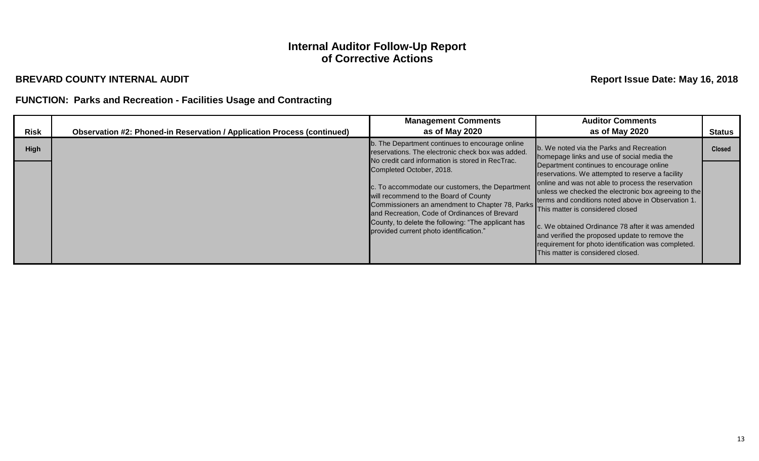# Internal Auditor Follow-Up Report of Corrective Actions

**BREVARD COUNTY INTERNAL AUDIT**

**Report Issue Date: May 16, 2018**

**FUNCTION: Parks and Recreation - Facilities Usage and Contracting**

| Risk | Observation #2: Phoned-in Reservation / Application Process (continued) | Management Comments as of May 2020 | Auditor Comments as of May 2020 | Status |
|---|---|---|---|---|
| High | | b. The Department continues to encourage online reservations. The electronic check box was added. No credit card information is stored in RecTrac. Completed October, 2018.<br><br>c. To accommodate our customers, the Department will recommend to the Board of County Commissioners an amendment to Chapter 78, Parks and Recreation, Code of Ordinances of Brevard County, to delete the following: "The applicant has provided current photo identification." | b. We noted via the Parks and Recreation homepage links and use of social media the Department continues to encourage online reservations. We attempted to reserve a facility online and was not able to process the reservation unless we checked the electronic box agreeing to the terms and conditions noted above in Observation 1. This matter is considered closed<br><br>c. We obtained Ordinance 78 after it was amended and verified the proposed update to remove the requirement for photo identification was completed. This matter is considered closed. | Closed |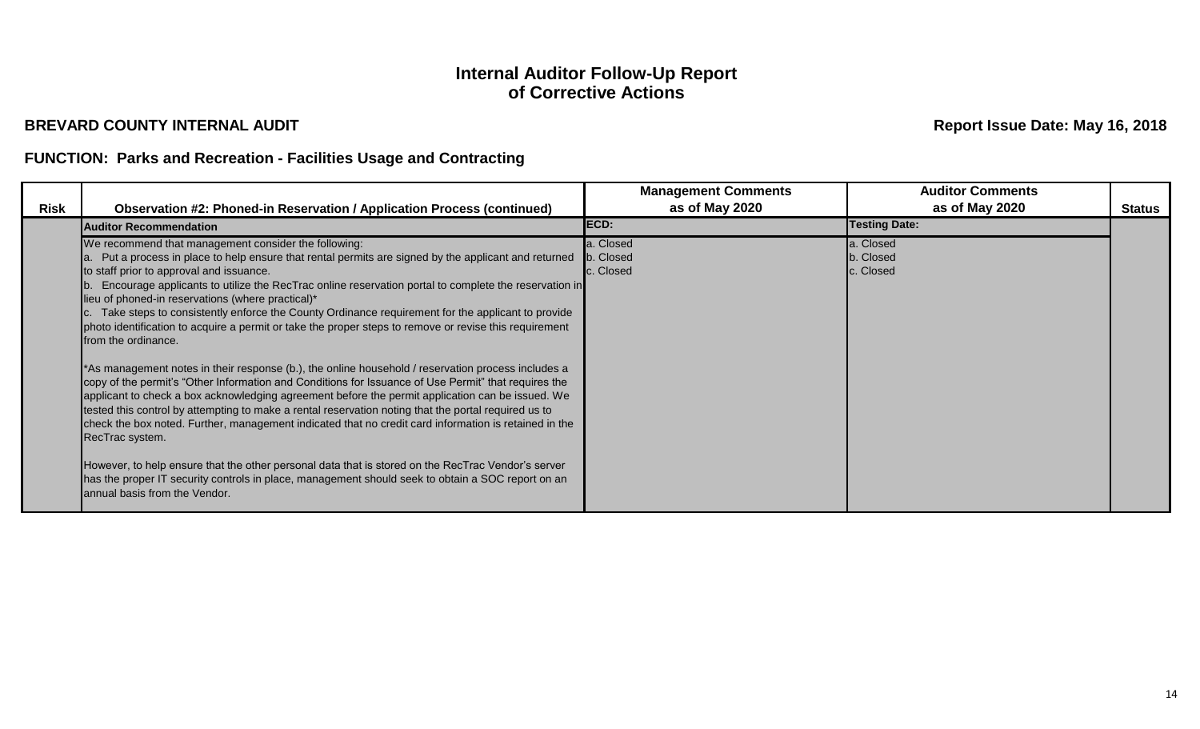# Internal Auditor Follow-Up Report of Corrective Actions

**BREVARD COUNTY INTERNAL AUDIT**

**Report Issue Date: May 16, 2018**

## FUNCTION: Parks and Recreation - Facilities Usage and Contracting

| Risk | Observation #2: Phoned-in Reservation / Application Process (continued) | Management Comments as of May 2020 | Auditor Comments as of May 2020 | Status |
|---|---|---|---|---|
| | **Auditor Recommendation** | **ECD:** | **Testing Date:** | |
| | We recommend that management consider the following:<br>a. Put a process in place to help ensure that rental permits are signed by the applicant and returned to staff prior to approval and issuance.<br>b. Encourage applicants to utilize the RecTrac online reservation portal to complete the reservation in lieu of phoned-in reservations (where practical)*<br>c. Take steps to consistently enforce the County Ordinance requirement for the applicant to provide photo identification to acquire a permit or take the proper steps to remove or revise this requirement from the ordinance.<br><br>*As management notes in their response (b.), the online household / reservation process includes a copy of the permit's "Other Information and Conditions for Issuance of Use Permit" that requires the applicant to check a box acknowledging agreement before the permit application can be issued. We tested this control by attempting to make a rental reservation noting that the portal required us to check the box noted. Further, management indicated that no credit card information is retained in the RecTrac system.<br><br>However, to help ensure that the other personal data that is stored on the RecTrac Vendor's server has the proper IT security controls in place, management should seek to obtain a SOC report on an annual basis from the Vendor. | a. Closed<br>b. Closed<br>c. Closed | a. Closed<br>b. Closed<br>c. Closed | |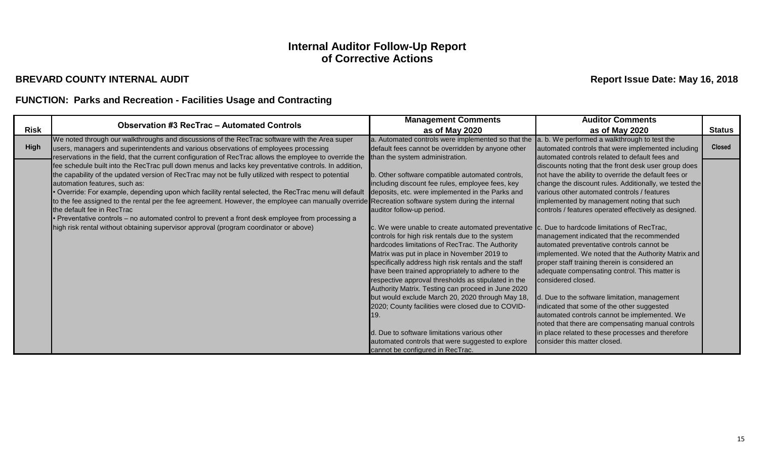# Internal Auditor Follow-Up Report of Corrective Actions

**BREVARD COUNTY INTERNAL AUDIT**

**Report Issue Date: May 16, 2018**

## FUNCTION: Parks and Recreation - Facilities Usage and Contracting

| Risk | Observation #3 RecTrac – Automated Controls | Management Comments as of May 2020 | Auditor Comments as of May 2020 | Status |
|---|---|---|---|---|
| **High** | We noted through our walkthroughs and discussions of the RecTrac software with the Area super users, managers and superintendents and various observations of employees processing reservations in the field, that the current configuration of RecTrac allows the employee to override the fee schedule built into the RecTrac pull down menus and lacks key preventative controls. In addition, the capability of the updated version of RecTrac may not be fully utilized with respect to potential automation features, such as:<br>• Override: For example, depending upon which facility rental selected, the RecTrac menu will default to the fee assigned to the rental per the fee agreement. However, the employee can manually override the default fee in RecTrac<br>• Preventative controls – no automated control to prevent a front desk employee from processing a high risk rental without obtaining supervisor approval (program coordinator or above) | a. Automated controls were implemented so that the default fees cannot be overridden by anyone other than the system administration.<br><br>b. Other software compatible automated controls, including discount fee rules, employee fees, key deposits, etc. were implemented in the Parks and Recreation software system during the internal auditor follow-up period.<br><br>c. We were unable to create automated preventative controls for high risk rentals due to the system hardcodes limitations of RecTrac. The Authority Matrix was put in place in November 2019 to specifically address high risk rentals and the staff have been trained appropriately to adhere to the respective approval thresholds as stipulated in the Authority Matrix. Testing can proceed in June 2020 but would exclude March 20, 2020 through May 18, 2020; County facilities were closed due to COVID-19.<br><br>d. Due to software limitations various other automated controls that were suggested to explore cannot be configured in RecTrac. | a. b. We performed a walkthrough to test the automated controls that were implemented including automated controls related to default fees and discounts noting that the front desk user group does not have the ability to override the default fees or change the discount rules. Additionally, we tested the various other automated controls / features implemented by management noting that such controls / features operated effectively as designed.<br><br>c. Due to hardcode limitations of RecTrac, management indicated that the recommended automated preventative controls cannot be implemented. We noted that the Authority Matrix and proper staff training therein is considered an adequate compensating control. This matter is considered closed.<br><br>d. Due to the software limitation, management indicated that some of the other suggested automated controls cannot be implemented. We noted that there are compensating manual controls in place related to these processes and therefore consider this matter closed. | **Closed** |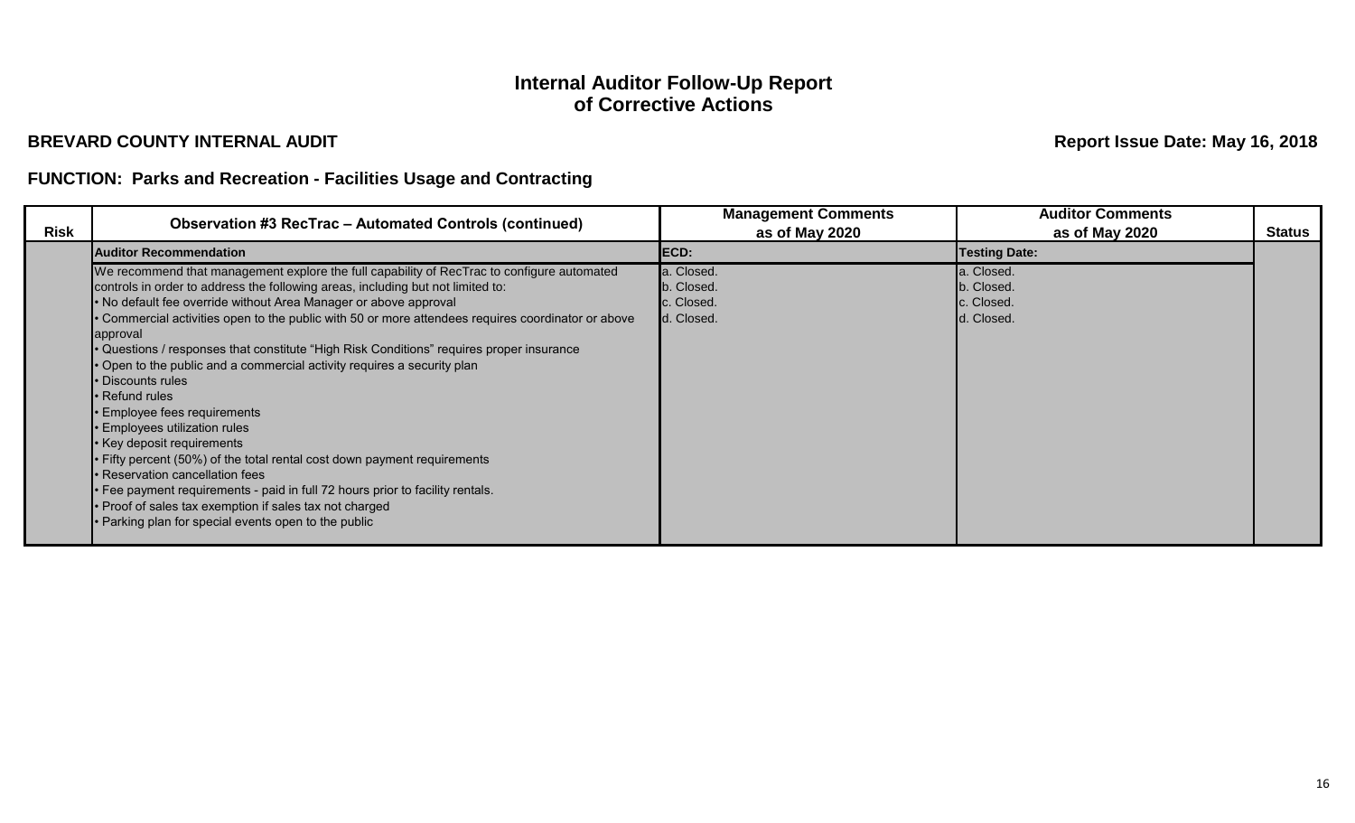# Internal Auditor Follow-Up Report of Corrective Actions

**BREVARD COUNTY INTERNAL AUDIT**

**Report Issue Date: May 16, 2018**

**FUNCTION: Parks and Recreation - Facilities Usage and Contracting**

| Risk | Observation #3 RecTrac – Automated Controls (continued) | Management Comments as of May 2020 | Auditor Comments as of May 2020 | Status |
|---|---|---|---|---|
| | **Auditor Recommendation** | **ECD:** | **Testing Date:** | |
| | We recommend that management explore the full capability of RecTrac to configure automated controls in order to address the following areas, including but not limited to:<br>• No default fee override without Area Manager or above approval<br>• Commercial activities open to the public with 50 or more attendees requires coordinator or above approval<br>• Questions / responses that constitute "High Risk Conditions" requires proper insurance<br>• Open to the public and a commercial activity requires a security plan<br>• Discounts rules<br>• Refund rules<br>• Employee fees requirements<br>• Employees utilization rules<br>• Key deposit requirements<br>• Fifty percent (50%) of the total rental cost down payment requirements<br>• Reservation cancellation fees<br>• Fee payment requirements - paid in full 72 hours prior to facility rentals.<br>• Proof of sales tax exemption if sales tax not charged<br>• Parking plan for special events open to the public | a. Closed.<br>b. Closed.<br>c. Closed.<br>d. Closed. | a. Closed.<br>b. Closed.<br>c. Closed.<br>d. Closed. | |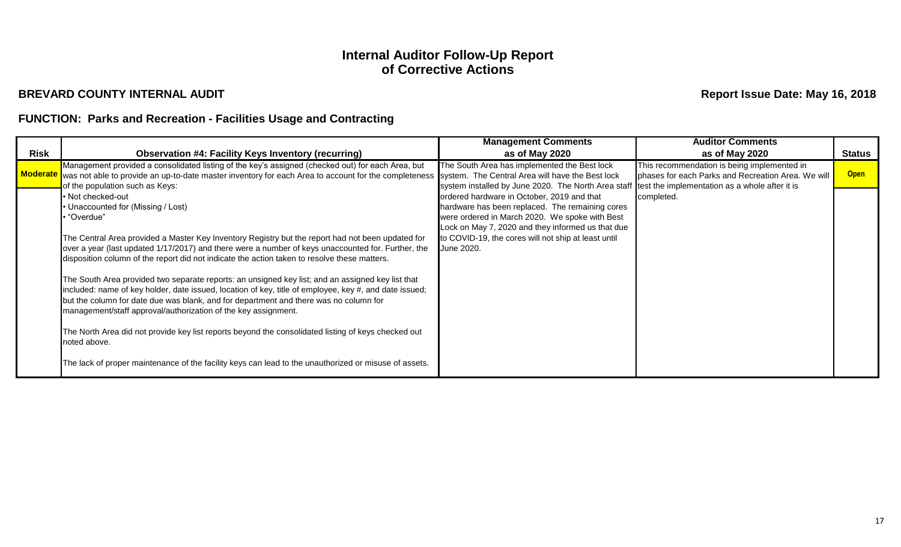# Internal Auditor Follow-Up Report of Corrective Actions

**BREVARD COUNTY INTERNAL AUDIT**

**Report Issue Date: May 16, 2018**

## FUNCTION: Parks and Recreation - Facilities Usage and Contracting

| Risk | Observation #4: Facility Keys Inventory (recurring) | Management Comments as of May 2020 | Auditor Comments as of May 2020 | Status |
|---|---|---|---|---|
| Moderate | Management provided a consolidated listing of the key's assigned (checked out) for each Area, but was not able to provide an up-to-date master inventory for each Area to account for the completeness of the population such as Keys:<br>• Not checked-out<br>• Unaccounted for (Missing / Lost)<br>• "Overdue"<br><br>The Central Area provided a Master Key Inventory Registry but the report had not been updated for over a year (last updated 1/17/2017) and there were a number of keys unaccounted for. Further, the disposition column of the report did not indicate the action taken to resolve these matters.<br><br>The South Area provided two separate reports: an unsigned key list; and an assigned key list that included: name of key holder, date issued, location of key, title of employee, key #, and date issued; but the column for date due was blank, and for department and there was no column for management/staff approval/authorization of the key assignment.<br><br>The North Area did not provide key list reports beyond the consolidated listing of keys checked out noted above.<br><br>The lack of proper maintenance of the facility keys can lead to the unauthorized or misuse of assets. | The South Area has implemented the Best lock system. The Central Area will have the Best lock system installed by June 2020. The North Area staff ordered hardware in October, 2019 and that hardware has been replaced. The remaining cores were ordered in March 2020. We spoke with Best Lock on May 7, 2020 and they informed us that due to COVID-19, the cores will not ship at least until June 2020. | This recommendation is being implemented in phases for each Parks and Recreation Area. We will test the implementation as a whole after it is completed. | Open |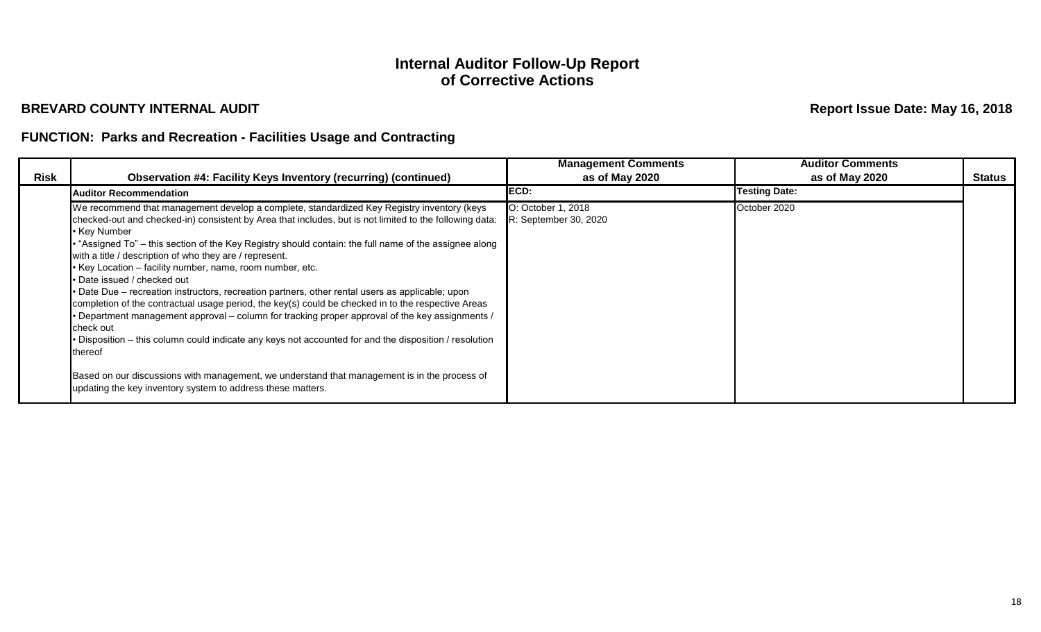# Internal Auditor Follow-Up Report of Corrective Actions

**BREVARD COUNTY INTERNAL AUDIT**

**Report Issue Date: May 16, 2018**

## FUNCTION: Parks and Recreation - Facilities Usage and Contracting

| Risk | Observation #4: Facility Keys Inventory (recurring) (continued) | Management Comments as of May 2020 | Auditor Comments as of May 2020 | Status |
|---|---|---|---|---|
| | **Auditor Recommendation** | **ECD:** | **Testing Date:** | |
| | We recommend that management develop a complete, standardized Key Registry inventory (keys checked-out and checked-in) consistent by Area that includes, but is not limited to the following data:<br>• Key Number<br>• "Assigned To" – this section of the Key Registry should contain: the full name of the assignee along with a title / description of who they are / represent.<br>• Key Location – facility number, name, room number, etc.<br>• Date issued / checked out<br>• Date Due – recreation instructors, recreation partners, other rental users as applicable; upon completion of the contractual usage period, the key(s) could be checked in to the respective Areas<br>• Department management approval – column for tracking proper approval of the key assignments / check out<br>• Disposition – this column could indicate any keys not accounted for and the disposition / resolution thereof<br><br>Based on our discussions with management, we understand that management is in the process of updating the key inventory system to address these matters. | O: October 1, 2018<br>R: September 30, 2020 | October 2020 | |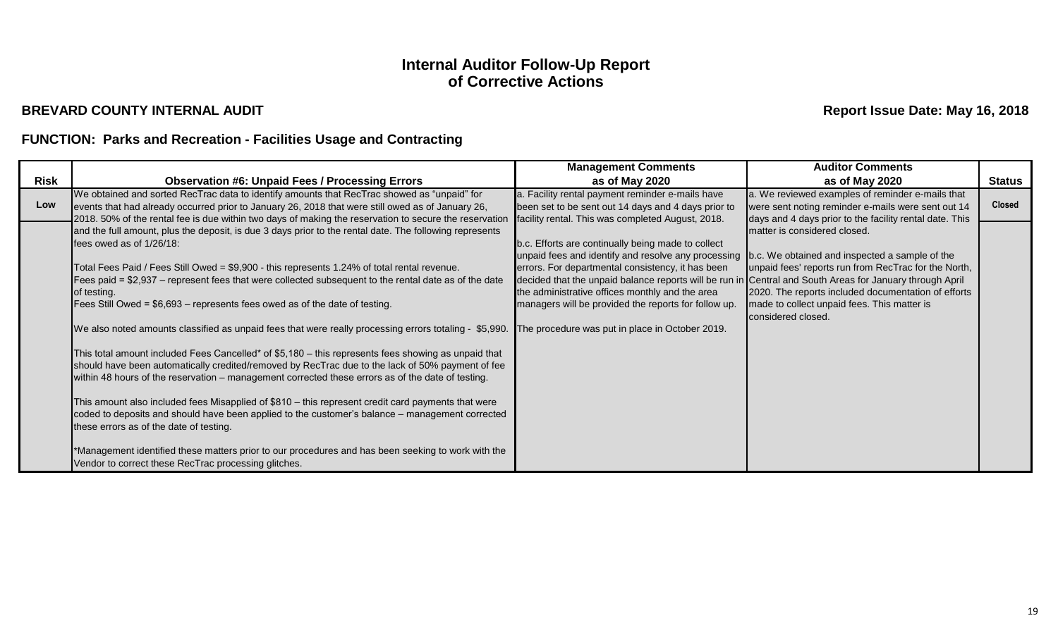# Internal Auditor Follow-Up Report of Corrective Actions

**BREVARD COUNTY INTERNAL AUDIT**

**Report Issue Date: May 16, 2018**

## FUNCTION: Parks and Recreation - Facilities Usage and Contracting

| Risk | Observation #6: Unpaid Fees / Processing Errors | Management Comments as of May 2020 | Auditor Comments as of May 2020 | Status |
|---|---|---|---|---|
| Low | We obtained and sorted RecTrac data to identify amounts that RecTrac showed as "unpaid" for events that had already occurred prior to January 26, 2018 that were still owed as of January 26, 2018. 50% of the rental fee is due within two days of making the reservation to secure the reservation and the full amount, plus the deposit, is due 3 days prior to the rental date. The following represents fees owed as of 1/26/18:<br><br>Total Fees Paid / Fees Still Owed = $9,900 - this represents 1.24% of total rental revenue.<br>Fees paid = $2,937 – represent fees that were collected subsequent to the rental date as of the date of testing.<br>Fees Still Owed = $6,693 – represents fees owed as of the date of testing.<br><br>We also noted amounts classified as unpaid fees that were really processing errors totaling - $5,990.<br><br>This total amount included Fees Cancelled* of $5,180 – this represents fees showing as unpaid that should have been automatically credited/removed by RecTrac due to the lack of 50% payment of fee within 48 hours of the reservation – management corrected these errors as of the date of testing.<br><br>This amount also included fees Misapplied of $810 – this represent credit card payments that were coded to deposits and should have been applied to the customer's balance – management corrected these errors as of the date of testing.<br><br>*Management identified these matters prior to our procedures and has been seeking to work with the Vendor to correct these RecTrac processing glitches. | a. Facility rental payment reminder e-mails have been set to be sent out 14 days and 4 days prior to facility rental. This was completed August, 2018.<br><br>b.c. Efforts are continually being made to collect unpaid fees and identify and resolve any processing errors. For departmental consistency, it has been decided that the unpaid balance reports will be run in the administrative offices monthly and the area managers will be provided the reports for follow up.<br><br>The procedure was put in place in October 2019. | a. We reviewed examples of reminder e-mails that were sent noting reminder e-mails were sent out 14 days and 4 days prior to the facility rental date. This matter is considered closed.<br><br>b.c. We obtained and inspected a sample of the unpaid fees' reports run from RecTrac for the North, Central and South Areas for January through April 2020. The reports included documentation of efforts made to collect unpaid fees. This matter is considered closed. | Closed |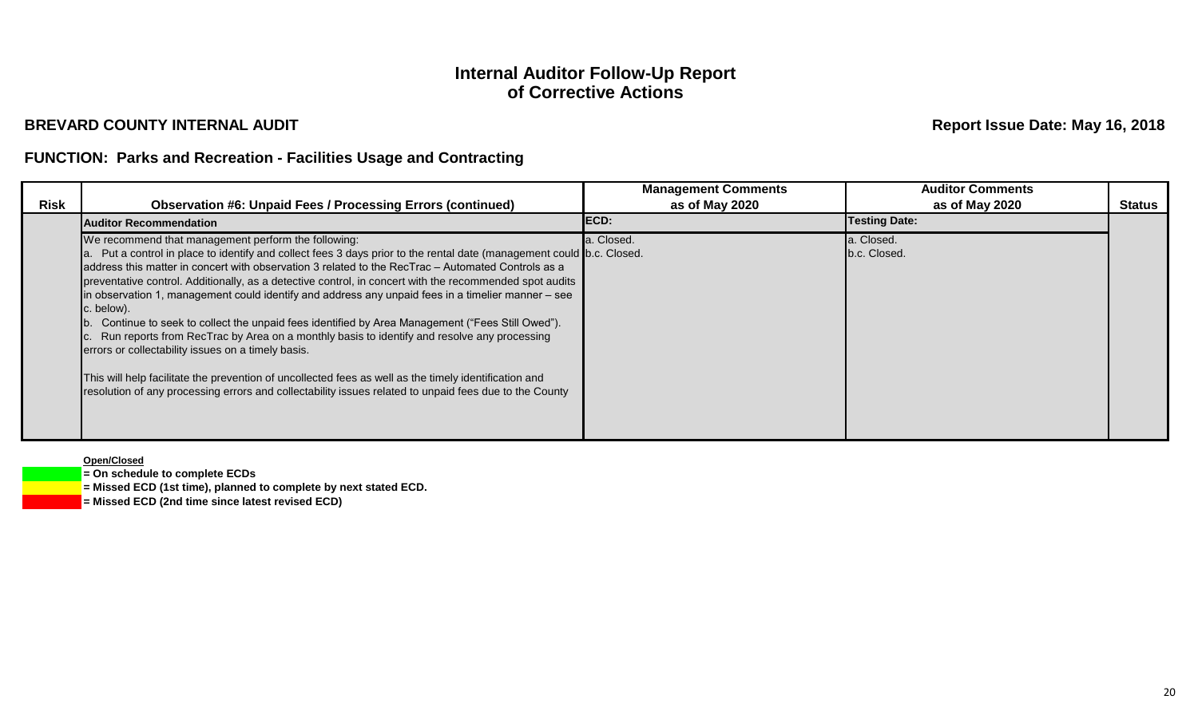# Internal Auditor Follow-Up Report of Corrective Actions

**BREVARD COUNTY INTERNAL AUDIT**

**Report Issue Date: May 16, 2018**

## FUNCTION: Parks and Recreation - Facilities Usage and Contracting

| Risk | Observation #6: Unpaid Fees / Processing Errors (continued) | Management Comments as of May 2020 | Auditor Comments as of May 2020 | Status |
|---|---|---|---|---|
| | **Auditor Recommendation** | **ECD:** | **Testing Date:** | |
| | We recommend that management perform the following:<br>a. Put a control in place to identify and collect fees 3 days prior to the rental date (management could address this matter in concert with observation 3 related to the RecTrac – Automated Controls as a preventative control. Additionally, as a detective control, in concert with the recommended spot audits in observation 1, management could identify and address any unpaid fees in a timelier manner – see c. below).<br>b. Continue to seek to collect the unpaid fees identified by Area Management ("Fees Still Owed").<br>c. Run reports from RecTrac by Area on a monthly basis to identify and resolve any processing errors or collectability issues on a timely basis.<br><br>This will help facilitate the prevention of uncollected fees as well as the timely identification and resolution of any processing errors and collectability issues related to unpaid fees due to the County | a. Closed.<br>b.c. Closed. | a. Closed.<br>b.c. Closed. | |

**Open/Closed**

= On schedule to complete ECDs

= Missed ECD (1st time), planned to complete by next stated ECD.

= Missed ECD (2nd time since latest revised ECD)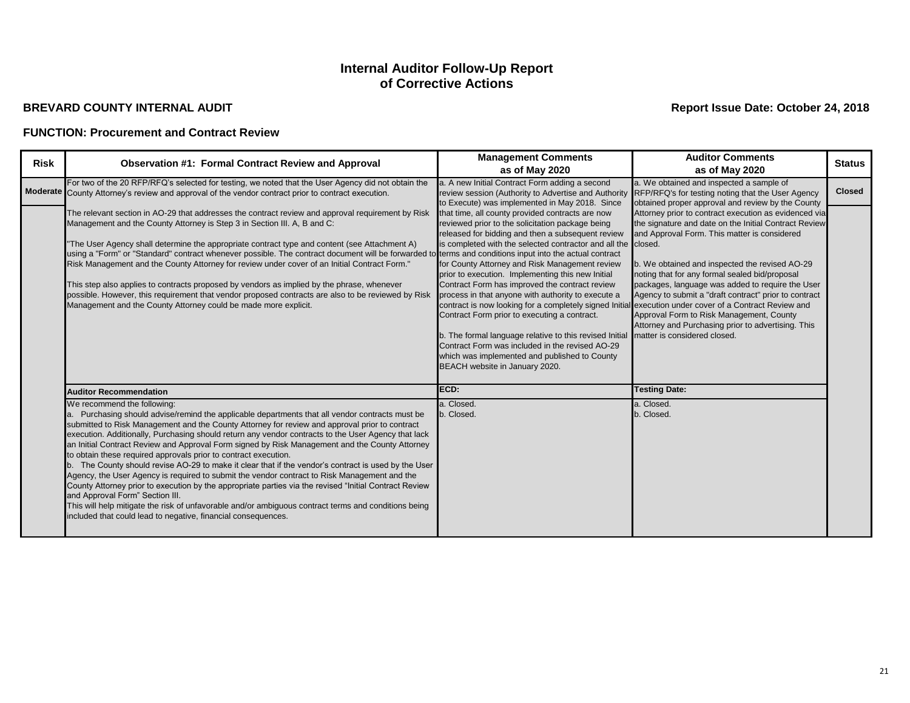# Internal Auditor Follow-Up Report of Corrective Actions

**BREVARD COUNTY INTERNAL AUDIT**

**Report Issue Date: October 24, 2018**

**FUNCTION: Procurement and Contract Review**

| Risk | Observation #1: Formal Contract Review and Approval | Management Comments as of May 2020 | Auditor Comments as of May 2020 | Status |
|---|---|---|---|---|
| Moderate | For two of the 20 RFP/RFQ's selected for testing, we noted that the User Agency did not obtain the County Attorney's review and approval of the vendor contract prior to contract execution.<br><br>The relevant section in AO-29 that addresses the contract review and approval requirement by Risk Management and the County Attorney is Step 3 in Section III. A, B and C:<br><br>"The User Agency shall determine the appropriate contract type and content (see Attachment A) using a "Form" or "Standard" contract whenever possible. The contract document will be forwarded to Risk Management and the County Attorney for review under cover of an Initial Contract Form."<br><br>This step also applies to contracts proposed by vendors as implied by the phrase, whenever possible. However, this requirement that vendor proposed contracts are also to be reviewed by Risk Management and the County Attorney could be made more explicit. | a. A new Initial Contract Form adding a second review session (Authority to Advertise and Authority to Execute) was implemented in May 2018. Since that time, all county provided contracts are now reviewed prior to the solicitation package being released for bidding and then a subsequent review is completed with the selected contractor and all the terms and conditions input into the actual contract for County Attorney and Risk Management review prior to execution. Implementing this new Initial Contract Form has improved the contract review process in that anyone with authority to execute a contract is now looking for a completely signed Initial Contract Form prior to executing a contract.<br><br>b. The formal language relative to this revised Initial Contract Form was included in the revised AO-29 which was implemented and published to County BEACH website in January 2020. | a. We obtained and inspected a sample of RFP/RFQ's for testing noting that the User Agency obtained proper approval and review by the County Attorney prior to contract execution as evidenced via the signature and date on the Initial Contract Review and Approval Form. This matter is considered closed.<br><br>b. We obtained and inspected the revised AO-29 noting that for any formal sealed bid/proposal packages, language was added to require the User Agency to submit a "draft contract" prior to contract execution under cover of a Contract Review and Approval Form to Risk Management, County Attorney and Purchasing prior to advertising. This matter is considered closed. | Closed |
| | **Auditor Recommendation** | **ECD:** | **Testing Date:** | |
| | We recommend the following:<br>a. Purchasing should advise/remind the applicable departments that all vendor contracts must be submitted to Risk Management and the County Attorney for review and approval prior to contract execution. Additionally, Purchasing should return any vendor contracts to the User Agency that lack an Initial Contract Review and Approval Form signed by Risk Management and the County Attorney to obtain these required approvals prior to contract execution.<br>b. The County should revise AO-29 to make it clear that if the vendor's contract is used by the User Agency, the User Agency is required to submit the vendor contract to Risk Management and the County Attorney prior to execution by the appropriate parties via the revised "Initial Contract Review and Approval Form" Section III.<br>This will help mitigate the risk of unfavorable and/or ambiguous contract terms and conditions being included that could lead to negative, financial consequences. | a. Closed.<br>b. Closed. | a. Closed.<br>b. Closed. | |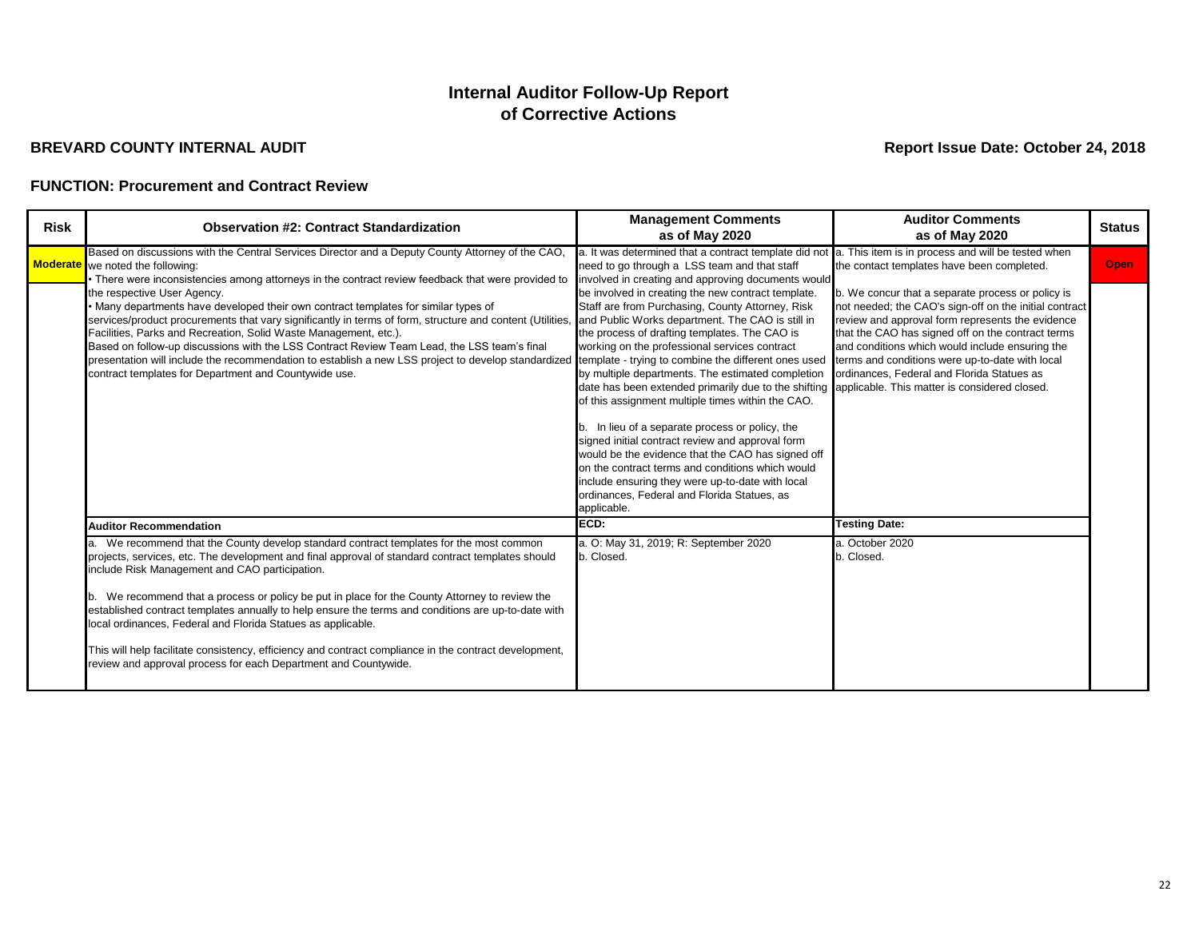# Internal Auditor Follow-Up Report of Corrective Actions

**BREVARD COUNTY INTERNAL AUDIT**

**Report Issue Date: October 24, 2018**

**FUNCTION: Procurement and Contract Review**

| Risk | Observation #2: Contract Standardization | Management Comments as of May 2020 | Auditor Comments as of May 2020 | Status |
|---|---|---|---|---|
| **Moderate** | Based on discussions with the Central Services Director and a Deputy County Attorney of the CAO, we noted the following:<br>• There were inconsistencies among attorneys in the contract review feedback that were provided to the respective User Agency.<br>• Many departments have developed their own contract templates for similar types of services/product procurements that vary significantly in terms of form, structure and content (Utilities, Facilities, Parks and Recreation, Solid Waste Management, etc.).<br>Based on follow-up discussions with the LSS Contract Review Team Lead, the LSS team's final presentation will include the recommendation to establish a new LSS project to develop standardized contract templates for Department and Countywide use. | a. It was determined that a contract template did not need to go through a LSS team and that staff involved in creating and approving documents would be involved in creating the new contract template. Staff are from Purchasing, County Attorney, Risk and Public Works department. The CAO is still in the process of drafting templates. The CAO is working on the professional services contract template - trying to combine the different ones used by multiple departments. The estimated completion date has been extended primarily due to the shifting of this assignment multiple times within the CAO.<br><br>b. In lieu of a separate process or policy, the signed initial contract review and approval form would be the evidence that the CAO has signed off on the contract terms and conditions which would include ensuring they were up-to-date with local ordinances, Federal and Florida Statues, as applicable. | a. This item is in process and will be tested when the contact templates have been completed.<br><br>b. We concur that a separate process or policy is not needed; the CAO's sign-off on the initial contract review and approval form represents the evidence that the CAO has signed off on the contract terms and conditions which would include ensuring the terms and conditions were up-to-date with local ordinances, Federal and Florida Statues as applicable. This matter is considered closed. | Open |
| | **Auditor Recommendation** | **ECD:** | **Testing Date:** | |
| | a. We recommend that the County develop standard contract templates for the most common projects, services, etc. The development and final approval of standard contract templates should include Risk Management and CAO participation.<br><br>b. We recommend that a process or policy be put in place for the County Attorney to review the established contract templates annually to help ensure the terms and conditions are up-to-date with local ordinances, Federal and Florida Statues as applicable.<br><br>This will help facilitate consistency, efficiency and contract compliance in the contract development, review and approval process for each Department and Countywide. | a. O: May 31, 2019; R: September 2020<br>b. Closed. | a. October 2020<br>b. Closed. | |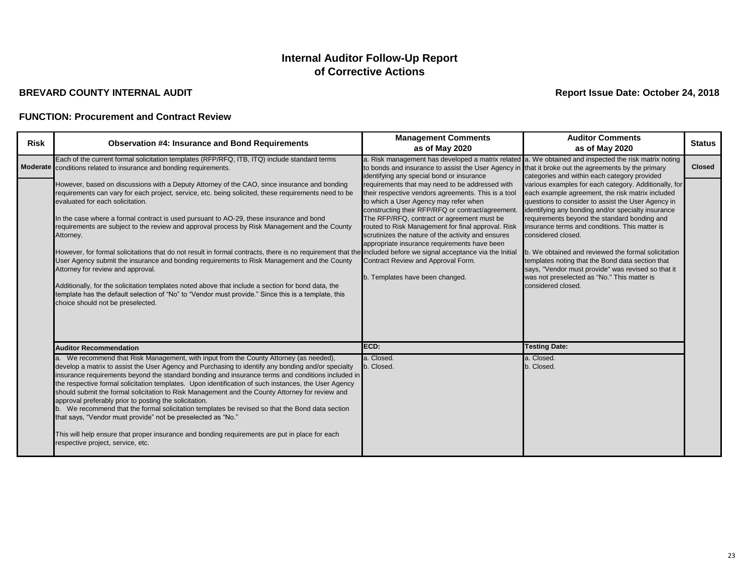# Internal Auditor Follow-Up Report of Corrective Actions

**BREVARD COUNTY INTERNAL AUDIT**

**Report Issue Date: October 24, 2018**

**FUNCTION: Procurement and Contract Review**

| Risk | Observation #4: Insurance and Bond Requirements | Management Comments as of May 2020 | Auditor Comments as of May 2020 | Status |
|---|---|---|---|---|
| Moderate | Each of the current formal solicitation templates (RFP/RFQ, ITB, ITQ) include standard terms conditions related to insurance and bonding requirements.<br><br>However, based on discussions with a Deputy Attorney of the CAO, since insurance and bonding requirements can vary for each project, service, etc. being solicited, these requirements need to be evaluated for each solicitation.<br><br>In the case where a formal contract is used pursuant to AO-29, these insurance and bond requirements are subject to the review and approval process by Risk Management and the County Attorney.<br><br>However, for formal solicitations that do not result in formal contracts, there is no requirement that the User Agency submit the insurance and bonding requirements to Risk Management and the County Attorney for review and approval.<br><br>Additionally, for the solicitation templates noted above that include a section for bond data, the template has the default selection of "No" to "Vendor must provide." Since this is a template, this choice should not be preselected. | a. Risk management has developed a matrix related to bonds and insurance to assist the User Agency in identifying any special bond or insurance requirements that may need to be addressed with their respective vendors agreements. This is a tool to which a User Agency may refer when constructing their RFP/RFQ or contract/agreement. The RFP/RFQ, contract or agreement must be routed to Risk Management for final approval. Risk scrutinizes the nature of the activity and ensures appropriate insurance requirements have been included before we signal acceptance via the Initial Contract Review and Approval Form.<br><br>b. Templates have been changed. | a. We obtained and inspected the risk matrix noting that it broke out the agreements by the primary categories and within each category provided various examples for each category. Additionally, for each example agreement, the risk matrix included questions to consider to assist the User Agency in identifying any bonding and/or specialty insurance requirements beyond the standard bonding and insurance terms and conditions. This matter is considered closed.<br><br>b. We obtained and reviewed the formal solicitation templates noting that the Bond data section that says, "Vendor must provide" was revised so that it was not preselected as "No." This matter is considered closed. | Closed |
| | **Auditor Recommendation** | **ECD:** | **Testing Date:** | |
| | a. We recommend that Risk Management, with input from the County Attorney (as needed), develop a matrix to assist the User Agency and Purchasing to identify any bonding and/or specialty insurance requirements beyond the standard bonding and insurance terms and conditions included in the respective formal solicitation templates. Upon identification of such instances, the User Agency should submit the formal solicitation to Risk Management and the County Attorney for review and approval preferably prior to posting the solicitation.<br>b. We recommend that the formal solicitation templates be revised so that the Bond data section that says, "Vendor must provide" not be preselected as "No."<br><br>This will help ensure that proper insurance and bonding requirements are put in place for each respective project, service, etc. | a. Closed.<br>b. Closed. | a. Closed.<br>b. Closed. | |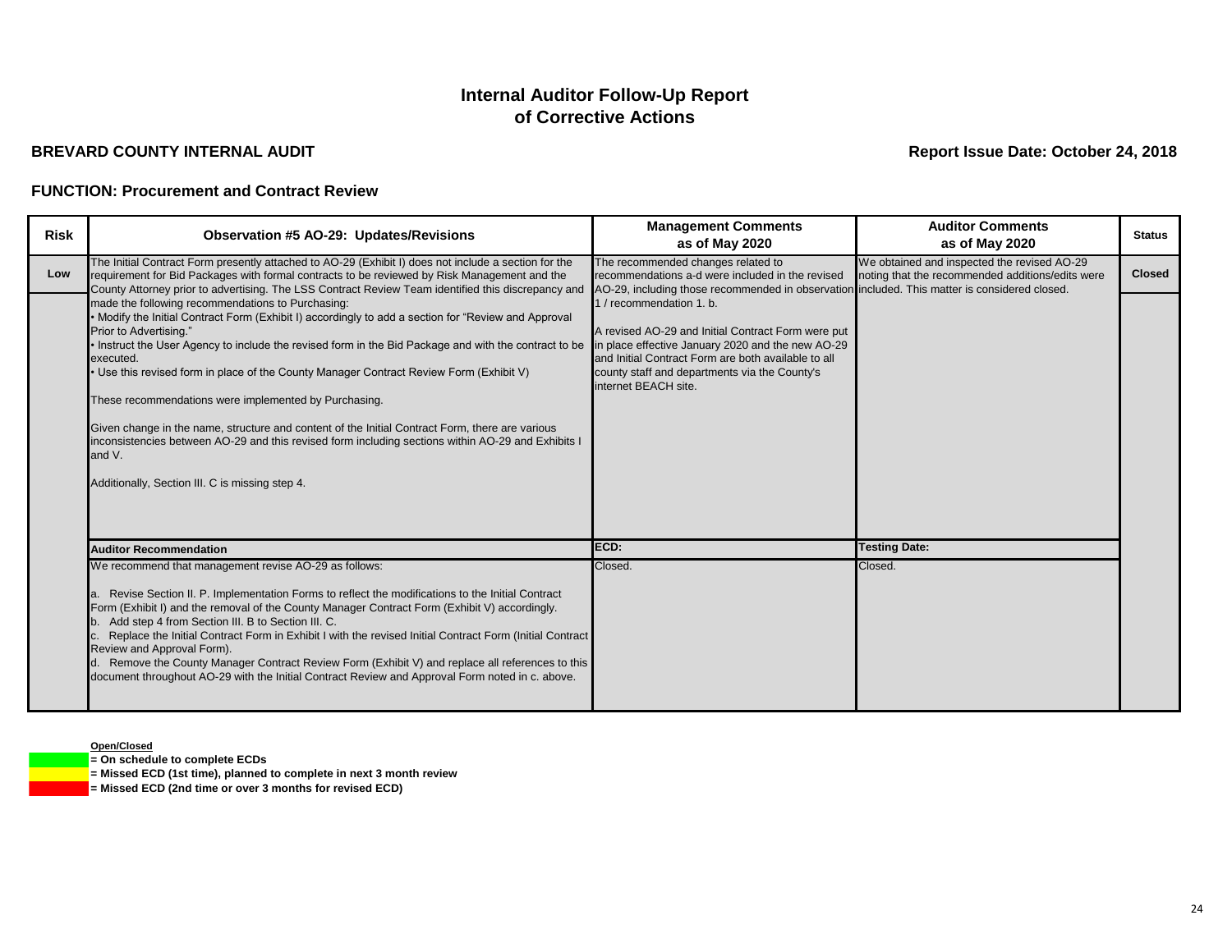# Internal Auditor Follow-Up Report of Corrective Actions

**BREVARD COUNTY INTERNAL AUDIT**

**Report Issue Date: October 24, 2018**

**FUNCTION: Procurement and Contract Review**

| Risk | Observation #5 AO-29: Updates/Revisions | Management Comments as of May 2020 | Auditor Comments as of May 2020 | Status |
|---|---|---|---|---|
| Low | The Initial Contract Form presently attached to AO-29 (Exhibit I) does not include a section for the requirement for Bid Packages with formal contracts to be reviewed by Risk Management and the County Attorney prior to advertising. The LSS Contract Review Team identified this discrepancy and made the following recommendations to Purchasing:<br>• Modify the Initial Contract Form (Exhibit I) accordingly to add a section for "Review and Approval Prior to Advertising."<br>• Instruct the User Agency to include the revised form in the Bid Package and with the contract to be executed.<br>• Use this revised form in place of the County Manager Contract Review Form (Exhibit V)<br><br>These recommendations were implemented by Purchasing.<br><br>Given change in the name, structure and content of the Initial Contract Form, there are various inconsistencies between AO-29 and this revised form including sections within AO-29 and Exhibits I and V.<br><br>Additionally, Section III. C is missing step 4. | The recommended changes related to recommendations a-d were included in the revised AO-29, including those recommended in observation 1 / recommendation 1. b.<br><br>A revised AO-29 and Initial Contract Form were put in place effective January 2020 and the new AO-29 and Initial Contract Form are both available to all county staff and departments via the County's internet BEACH site. | We obtained and inspected the revised AO-29 noting that the recommended additions/edits were included. This matter is considered closed. | **Closed** |
| | **Auditor Recommendation** | **ECD:** | **Testing Date:** | |
| | We recommend that management revise AO-29 as follows:<br><br>a. Revise Section II. P. Implementation Forms to reflect the modifications to the Initial Contract Form (Exhibit I) and the removal of the County Manager Contract Form (Exhibit V) accordingly.<br>b. Add step 4 from Section III. B to Section III. C.<br>c. Replace the Initial Contract Form in Exhibit I with the revised Initial Contract Form (Initial Contract Review and Approval Form).<br>d. Remove the County Manager Contract Review Form (Exhibit V) and replace all references to this document throughout AO-29 with the Initial Contract Review and Approval Form noted in c. above. | Closed. | Closed. | |

**Open/Closed**

- = On schedule to complete ECDs
- = Missed ECD (1st time), planned to complete in next 3 month review
- = Missed ECD (2nd time or over 3 months for revised ECD)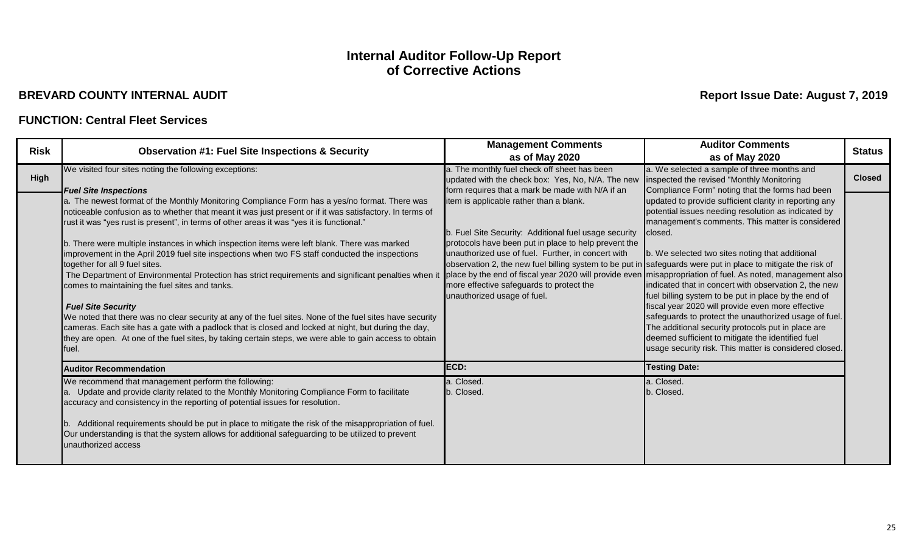# Internal Auditor Follow-Up Report of Corrective Actions

**BREVARD COUNTY INTERNAL AUDIT**

**Report Issue Date: August 7, 2019**

**FUNCTION: Central Fleet Services**

| Risk | Observation #1: Fuel Site Inspections & Security | Management Comments as of May 2020 | Auditor Comments as of May 2020 | Status |
|---|---|---|---|---|
| **High** | We visited four sites noting the following exceptions:<br><br>***Fuel Site Inspections***<br>a**.** The newest format of the Monthly Monitoring Compliance Form has a yes/no format. There was noticeable confusion as to whether that meant it was just present or if it was satisfactory. In terms of rust it was "yes rust is present", in terms of other areas it was "yes it is functional."<br><br>b. There were multiple instances in which inspection items were left blank. There was marked improvement in the April 2019 fuel site inspections when two FS staff conducted the inspections together for all 9 fuel sites.<br>The Department of Environmental Protection has strict requirements and significant penalties when it comes to maintaining the fuel sites and tanks.<br><br>***Fuel Site Security***<br>We noted that there was no clear security at any of the fuel sites. None of the fuel sites have security cameras. Each site has a gate with a padlock that is closed and locked at night, but during the day, they are open. At one of the fuel sites, by taking certain steps, we were able to gain access to obtain fuel. | a. The monthly fuel check off sheet has been updated with the check box: Yes, No, N/A. The new form requires that a mark be made with N/A if an item is applicable rather than a blank.<br><br>b. Fuel Site Security: Additional fuel usage security protocols have been put in place to help prevent the unauthorized use of fuel. Further, in concert with observation 2, the new fuel billing system to be put in place by the end of fiscal year 2020 will provide even more effective safeguards to protect the unauthorized usage of fuel. | a. We selected a sample of three months and inspected the revised "Monthly Monitoring Compliance Form" noting that the forms had been updated to provide sufficient clarity in reporting any potential issues needing resolution as indicated by management's comments. This matter is considered closed.<br><br>b. We selected two sites noting that additional safeguards were put in place to mitigate the risk of misappropriation of fuel. As noted, management also indicated that in concert with observation 2, the new fuel billing system to be put in place by the end of fiscal year 2020 will provide even more effective safeguards to protect the unauthorized usage of fuel. The additional security protocols put in place are deemed sufficient to mitigate the identified fuel usage security risk. This matter is considered closed. | **Closed** |
| | **Auditor Recommendation** | **ECD:** | **Testing Date:** | |
| | We recommend that management perform the following:<br>a. Update and provide clarity related to the Monthly Monitoring Compliance Form to facilitate accuracy and consistency in the reporting of potential issues for resolution.<br><br>b. Additional requirements should be put in place to mitigate the risk of the misappropriation of fuel. Our understanding is that the system allows for additional safeguarding to be utilized to prevent unauthorized access | a. Closed.<br>b. Closed. | a. Closed.<br>b. Closed. | |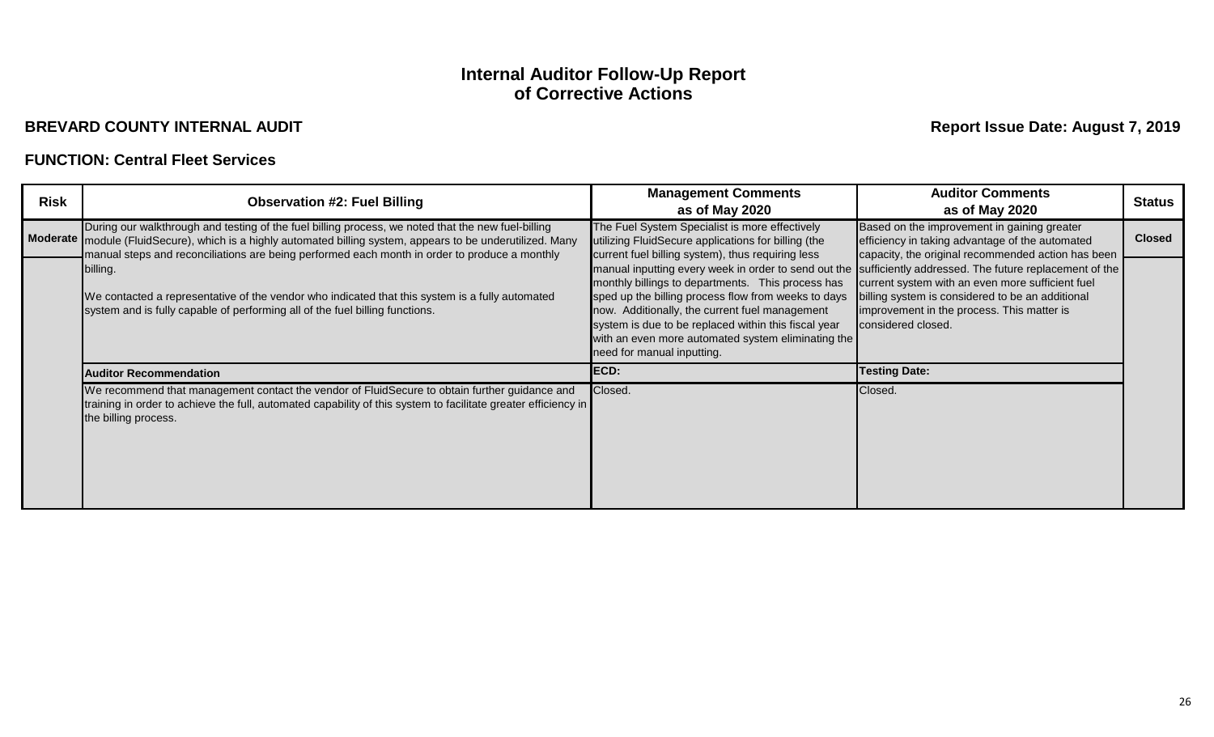# Internal Auditor Follow-Up Report of Corrective Actions

**BREVARD COUNTY INTERNAL AUDIT**

**Report Issue Date: August 7, 2019**

**FUNCTION: Central Fleet Services**

| Risk | Observation #2: Fuel Billing | Management Comments as of May 2020 | Auditor Comments as of May 2020 | Status |
|---|---|---|---|---|
| Moderate | During our walkthrough and testing of the fuel billing process, we noted that the new fuel-billing module (FluidSecure), which is a highly automated billing system, appears to be underutilized. Many manual steps and reconciliations are being performed each month in order to produce a monthly billing.<br><br>We contacted a representative of the vendor who indicated that this system is a fully automated system and is fully capable of performing all of the fuel billing functions. | The Fuel System Specialist is more effectively utilizing FluidSecure applications for billing (the current fuel billing system), thus requiring less manual inputting every week in order to send out the monthly billings to departments. This process has sped up the billing process flow from weeks to days now. Additionally, the current fuel management system is due to be replaced within this fiscal year with an even more automated system eliminating the need for manual inputting. | Based on the improvement in gaining greater efficiency in taking advantage of the automated capacity, the original recommended action has been sufficiently addressed. The future replacement of the current system with an even more sufficient fuel billing system is considered to be an additional improvement in the process. This matter is considered closed. | Closed |
| | **Auditor Recommendation** | **ECD:** | **Testing Date:** | |
| | We recommend that management contact the vendor of FluidSecure to obtain further guidance and training in order to achieve the full, automated capability of this system to facilitate greater efficiency in the billing process. | Closed. | Closed. | |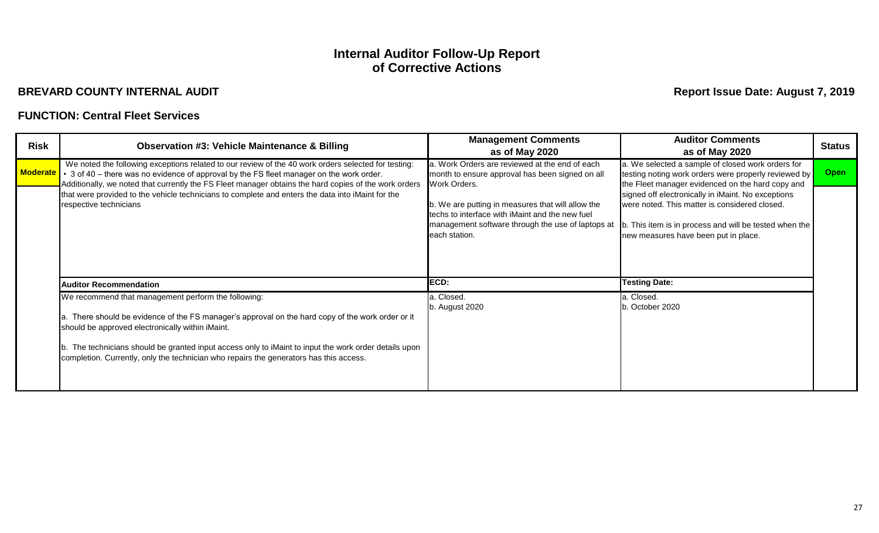# Internal Auditor Follow-Up Report of Corrective Actions

**BREVARD COUNTY INTERNAL AUDIT**

**Report Issue Date: August 7, 2019**

**FUNCTION: Central Fleet Services**

| Risk | Observation #3: Vehicle Maintenance & Billing | Management Comments as of May 2020 | Auditor Comments as of May 2020 | Status |
|---|---|---|---|---|
| Moderate | We noted the following exceptions related to our review of the 40 work orders selected for testing:<br>• 3 of 40 – there was no evidence of approval by the FS fleet manager on the work order.<br>Additionally, we noted that currently the FS Fleet manager obtains the hard copies of the work orders that were provided to the vehicle technicians to complete and enters the data into iMaint for the respective technicians | a. Work Orders are reviewed at the end of each month to ensure approval has been signed on all Work Orders.<br><br>b. We are putting in measures that will allow the techs to interface with iMaint and the new fuel management software through the use of laptops at each station. | a. We selected a sample of closed work orders for testing noting work orders were properly reviewed by the Fleet manager evidenced on the hard copy and signed off electronically in iMaint. No exceptions were noted. This matter is considered closed.<br><br>b. This item is in process and will be tested when the new measures have been put in place. | Open |
| | **Auditor Recommendation** | **ECD:** | **Testing Date:** | |
| | We recommend that management perform the following:<br><br>a. There should be evidence of the FS manager's approval on the hard copy of the work order or it should be approved electronically within iMaint.<br><br>b. The technicians should be granted input access only to iMaint to input the work order details upon completion. Currently, only the technician who repairs the generators has this access. | a. Closed.<br>b. August 2020 | a. Closed.<br>b. October 2020 | |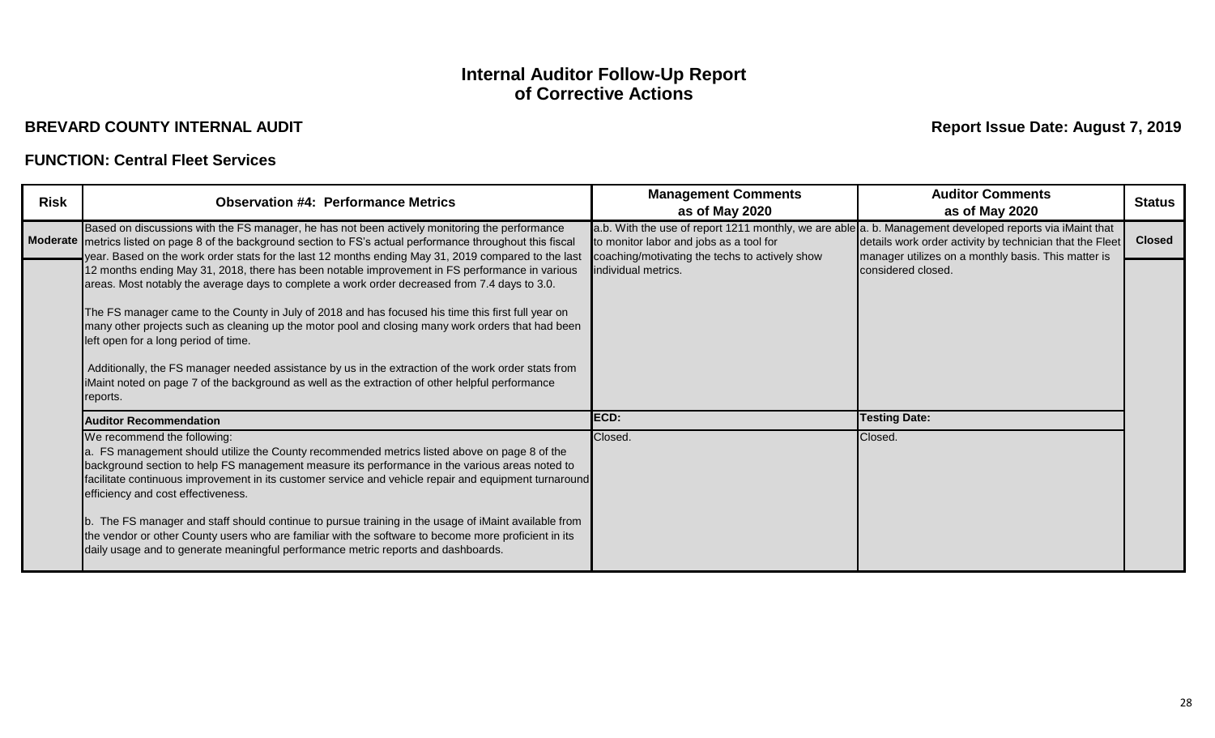# Internal Auditor Follow-Up Report of Corrective Actions

**BREVARD COUNTY INTERNAL AUDIT**

**Report Issue Date: August 7, 2019**

**FUNCTION: Central Fleet Services**

| Risk | Observation #4: Performance Metrics | Management Comments as of May 2020 | Auditor Comments as of May 2020 | Status |
|---|---|---|---|---|
| Moderate | Based on discussions with the FS manager, he has not been actively monitoring the performance metrics listed on page 8 of the background section to FS's actual performance throughout this fiscal year. Based on the work order stats for the last 12 months ending May 31, 2019 compared to the last 12 months ending May 31, 2018, there has been notable improvement in FS performance in various areas. Most notably the average days to complete a work order decreased from 7.4 days to 3.0.<br><br>The FS manager came to the County in July of 2018 and has focused his time this first full year on many other projects such as cleaning up the motor pool and closing many work orders that had been left open for a long period of time.<br><br>Additionally, the FS manager needed assistance by us in the extraction of the work order stats from iMaint noted on page 7 of the background as well as the extraction of other helpful performance reports. | a.b. With the use of report 1211 monthly, we are able to monitor labor and jobs as a tool for coaching/motivating the techs to actively show individual metrics. | a. b. Management developed reports via iMaint that details work order activity by technician that the Fleet manager utilizes on a monthly basis. This matter is considered closed. | Closed |
| | **Auditor Recommendation** | **ECD:** | **Testing Date:** | |
| | We recommend the following:<br>a. FS management should utilize the County recommended metrics listed above on page 8 of the background section to help FS management measure its performance in the various areas noted to facilitate continuous improvement in its customer service and vehicle repair and equipment turnaround efficiency and cost effectiveness.<br><br>b. The FS manager and staff should continue to pursue training in the usage of iMaint available from the vendor or other County users who are familiar with the software to become more proficient in its daily usage and to generate meaningful performance metric reports and dashboards. | Closed. | Closed. | |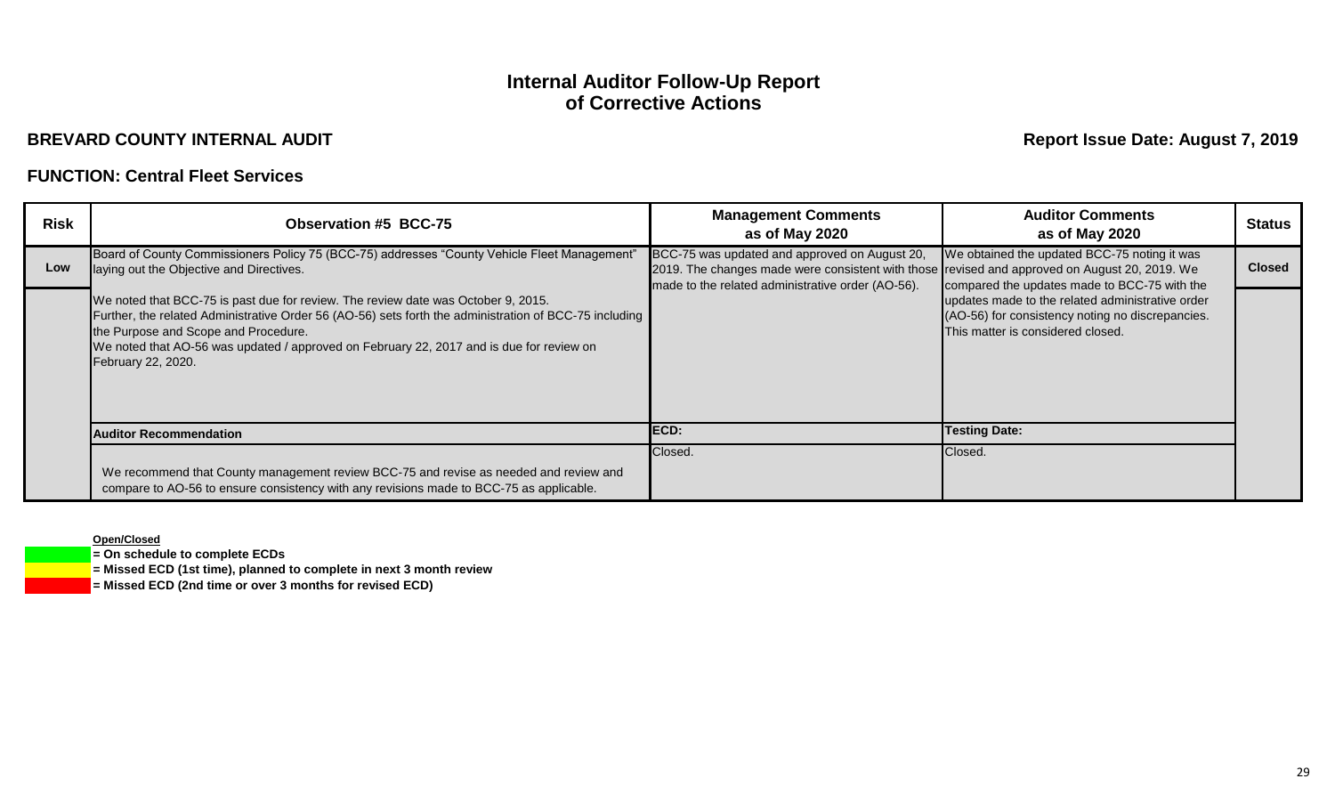# Internal Auditor Follow-Up Report of Corrective Actions

**BREVARD COUNTY INTERNAL AUDIT**

**Report Issue Date: August 7, 2019**

**FUNCTION: Central Fleet Services**

| Risk | Observation #5 BCC-75 | Management Comments as of May 2020 | Auditor Comments as of May 2020 | Status |
|---|---|---|---|---|
| Low | Board of County Commissioners Policy 75 (BCC-75) addresses "County Vehicle Fleet Management" laying out the Objective and Directives.<br><br>We noted that BCC-75 is past due for review. The review date was October 9, 2015.<br>Further, the related Administrative Order 56 (AO-56) sets forth the administration of BCC-75 including the Purpose and Scope and Procedure.<br>We noted that AO-56 was updated / approved on February 22, 2017 and is due for review on February 22, 2020. | BCC-75 was updated and approved on August 20, 2019. The changes made were consistent with those made to the related administrative order (AO-56). | We obtained the updated BCC-75 noting it was revised and approved on August 20, 2019. We compared the updates made to BCC-75 with the updates made to the related administrative order (AO-56) for consistency noting no discrepancies. This matter is considered closed. | Closed |
| | **Auditor Recommendation** | **ECD:** | **Testing Date:** | |
| | We recommend that County management review BCC-75 and revise as needed and review and compare to AO-56 to ensure consistency with any revisions made to BCC-75 as applicable. | Closed. | Closed. | |

**Open/Closed**

**= On schedule to complete ECDs**

**= Missed ECD (1st time), planned to complete in next 3 month review**

**= Missed ECD (2nd time or over 3 months for revised ECD)**